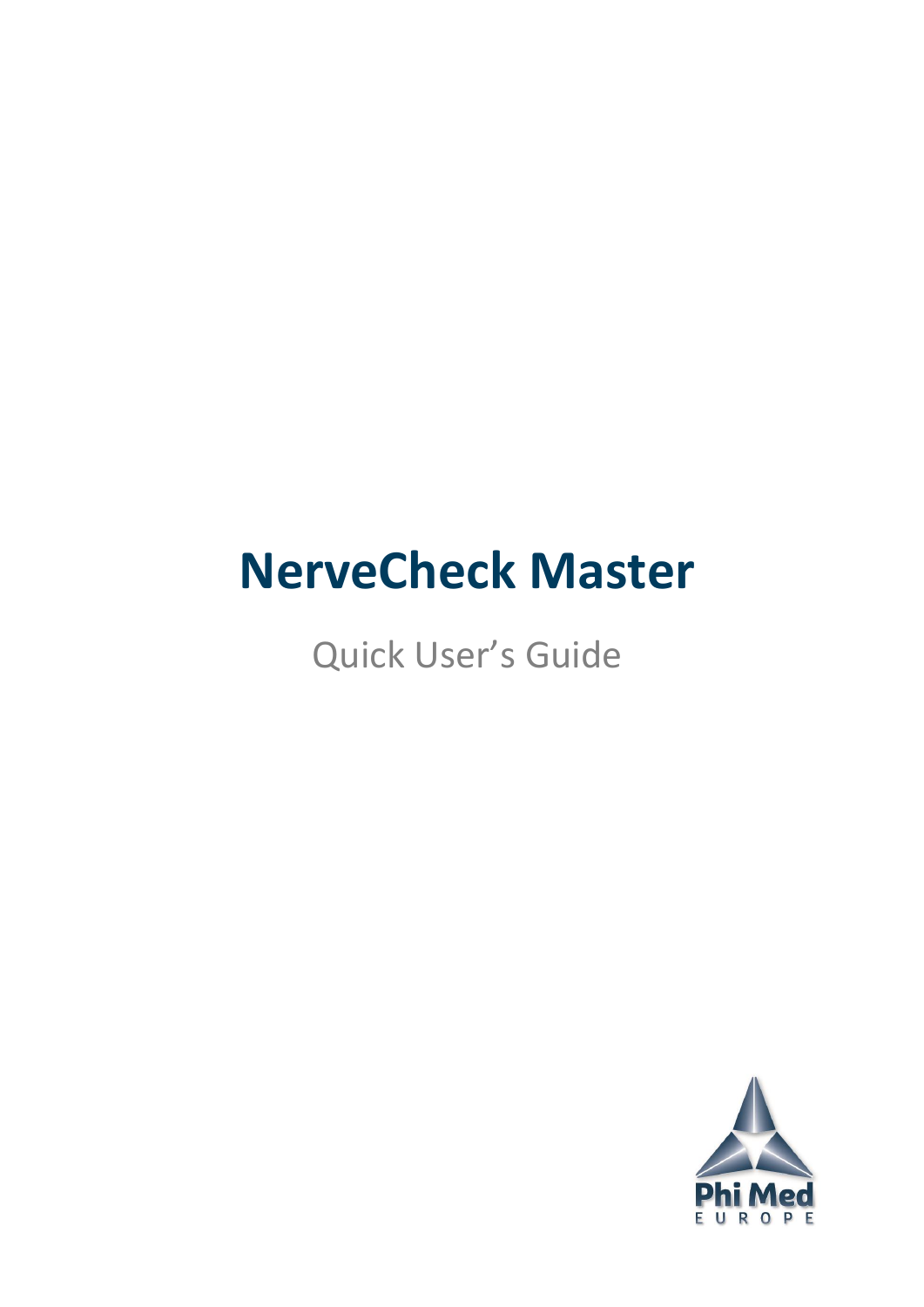# NerveCheck Master

Quick User's Guide

Phi Med
EUROPE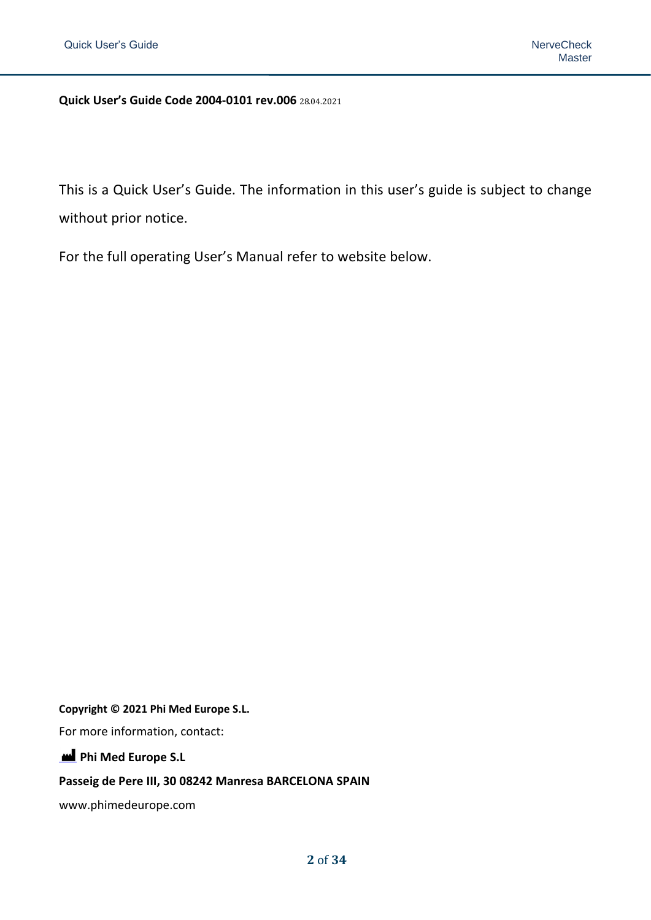**Quick User's Guide Code 2004-0101 rev.006** 28.04.2021

This is a Quick User's Guide. The information in this user's guide is subject to change without prior notice.

For the full operating User's Manual refer to website below.

**Copyright © 2021 Phi Med Europe S.L.**

For more information, contact:

**Phi Med Europe S.L**

**Passeig de Pere III, 30 08242 Manresa BARCELONA SPAIN**

www.phimedeurope.com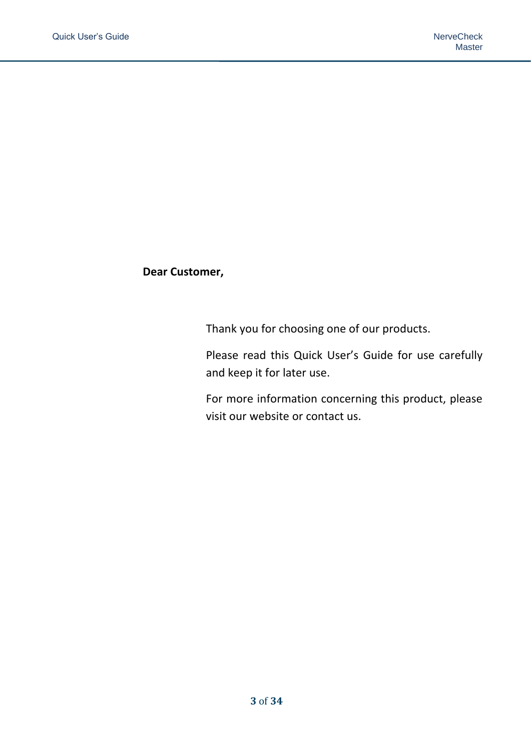**Dear Customer,**

Thank you for choosing one of our products.

Please read this Quick User’s Guide for use carefully and keep it for later use.

For more information concerning this product, please visit our website or contact us.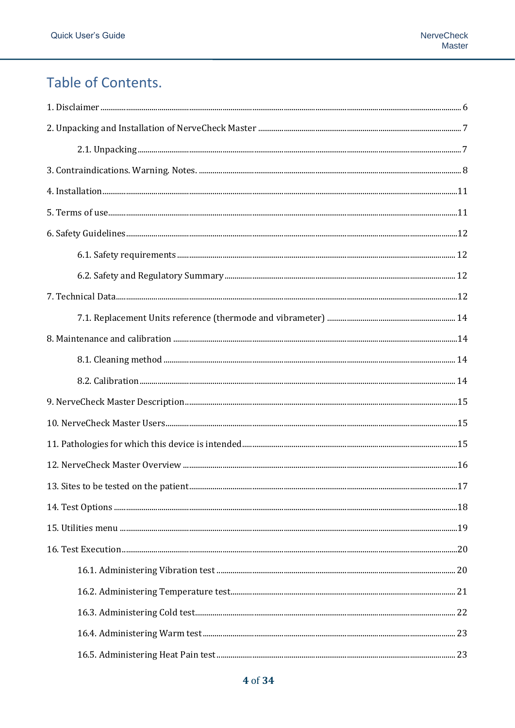# Table of Contents.

1. Disclaimer ........................................................................................................ 6

2. Unpacking and Installation of NerveCheck Master ........................................... 7

    2.1. Unpacking ..................................................................................................... 7

3. Contraindications. Warning. Notes. ................................................................... 8

4. Installation ......................................................................................................... 11

5. Terms of use ....................................................................................................... 11

6. Safety Guidelines ............................................................................................... 12

    6.1. Safety requirements ..................................................................................... 12

    6.2. Safety and Regulatory Summary ................................................................. 12

7. Technical Data .................................................................................................... 12

    7.1. Replacement Units reference (thermode and vibrameter) ........................... 14

8. Maintenance and calibration ............................................................................. 14

    8.1. Cleaning method .......................................................................................... 14

    8.2. Calibration .................................................................................................... 14

9. NerveCheck Master Description ........................................................................ 15

10. NerveCheck Master Users ................................................................................ 15

11. Pathologies for which this device is intended .................................................. 15

12. NerveCheck Master Overview .......................................................................... 16

13. Sites to be tested on the patient ....................................................................... 17

14. Test Options ...................................................................................................... 18

15. Utilities menu .................................................................................................... 19

16. Test Execution ................................................................................................... 20

    16.1. Administering Vibration test ....................................................................... 20

    16.2. Administering Temperature test .................................................................. 21

    16.3. Administering Cold test ............................................................................... 22

    16.4. Administering Warm test ............................................................................. 23

    16.5. Administering Heat Pain test ....................................................................... 23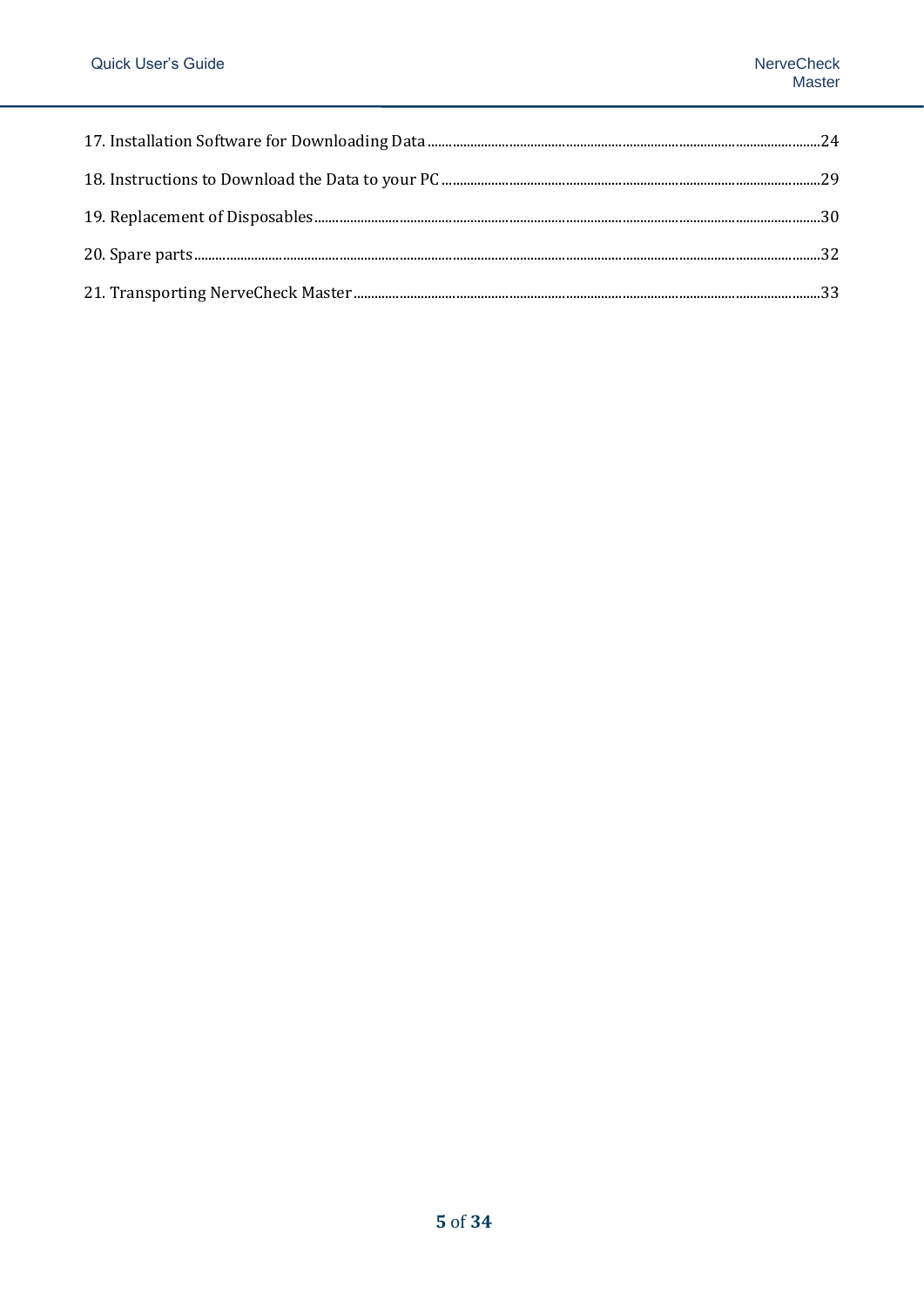17. Installation Software for Downloading Data ........................................................................ 24

18. Instructions to Download the Data to your PC ........................................................................ 29

19. Replacement of Disposables ........................................................................ 30

20. Spare parts ........................................................................ 32

21. Transporting NerveCheck Master ........................................................................ 33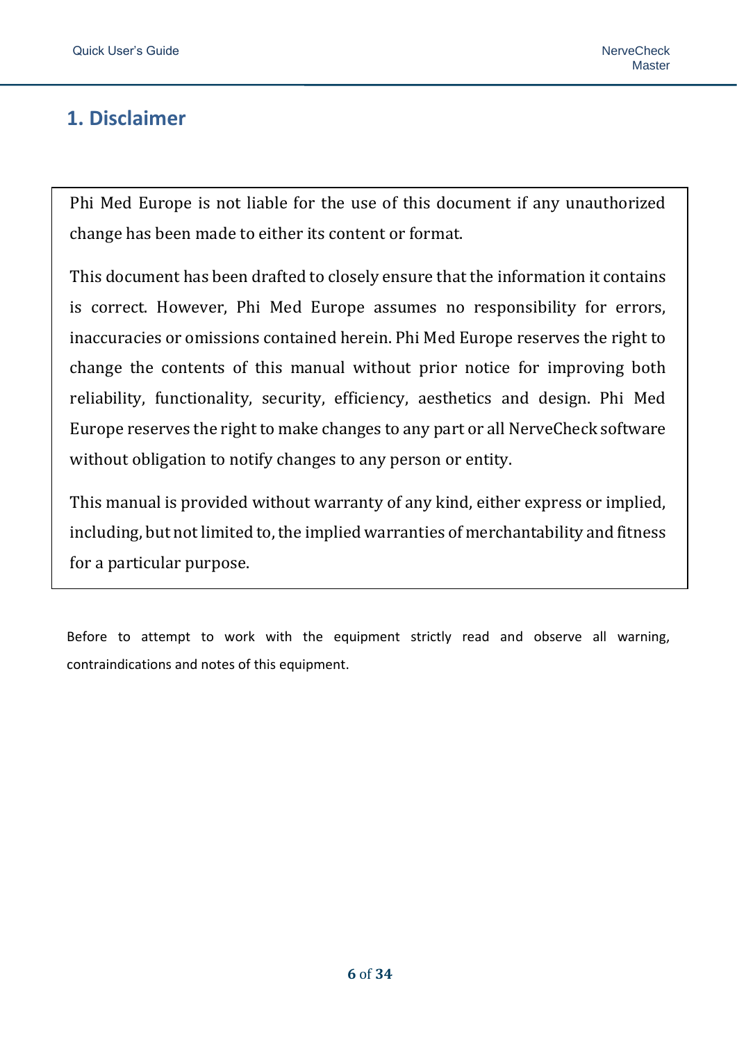## 1. Disclaimer

Phi Med Europe is not liable for the use of this document if any unauthorized change has been made to either its content or format.

This document has been drafted to closely ensure that the information it contains is correct. However, Phi Med Europe assumes no responsibility for errors, inaccuracies or omissions contained herein. Phi Med Europe reserves the right to change the contents of this manual without prior notice for improving both reliability, functionality, security, efficiency, aesthetics and design. Phi Med Europe reserves the right to make changes to any part or all NerveCheck software without obligation to notify changes to any person or entity.

This manual is provided without warranty of any kind, either express or implied, including, but not limited to, the implied warranties of merchantability and fitness for a particular purpose.

Before to attempt to work with the equipment strictly read and observe all warning, contraindications and notes of this equipment.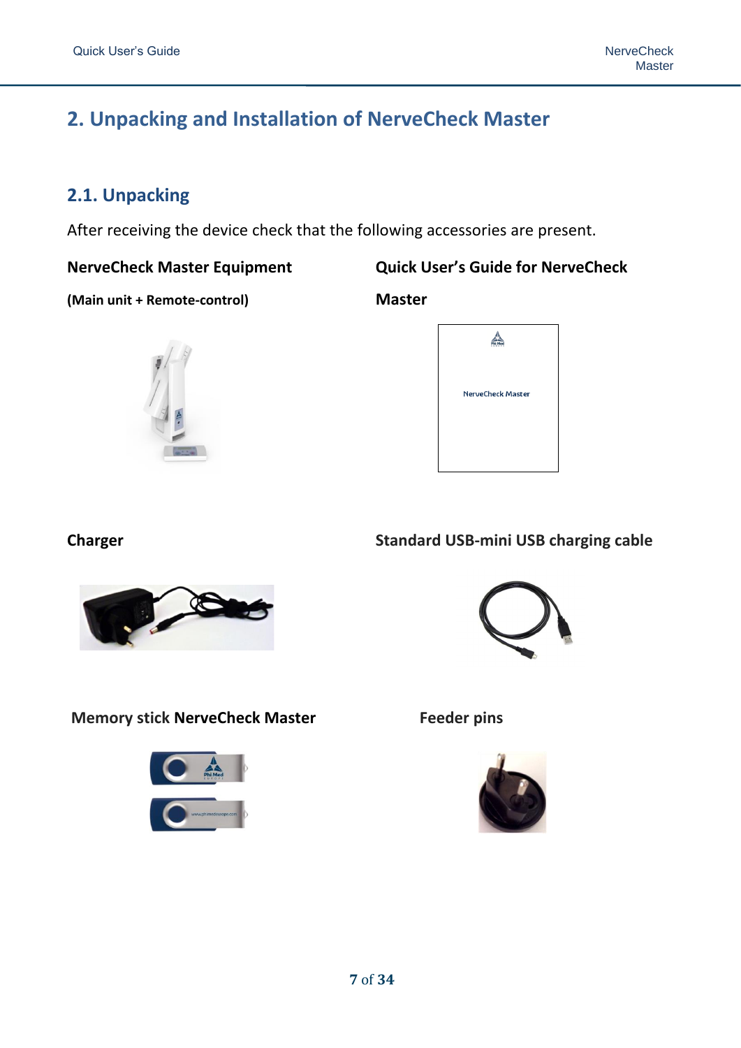## 2. Unpacking and Installation of NerveCheck Master

### 2.1. Unpacking

After receiving the device check that the following accessories are present.

**NerveCheck Master Equipment**

**(Main unit + Remote-control)**

**Quick User's Guide for NerveCheck Master**

NerveCheck Master

**Charger**

**Standard USB-mini USB charging cable**

**Memory stick NerveCheck Master**

**Feeder pins**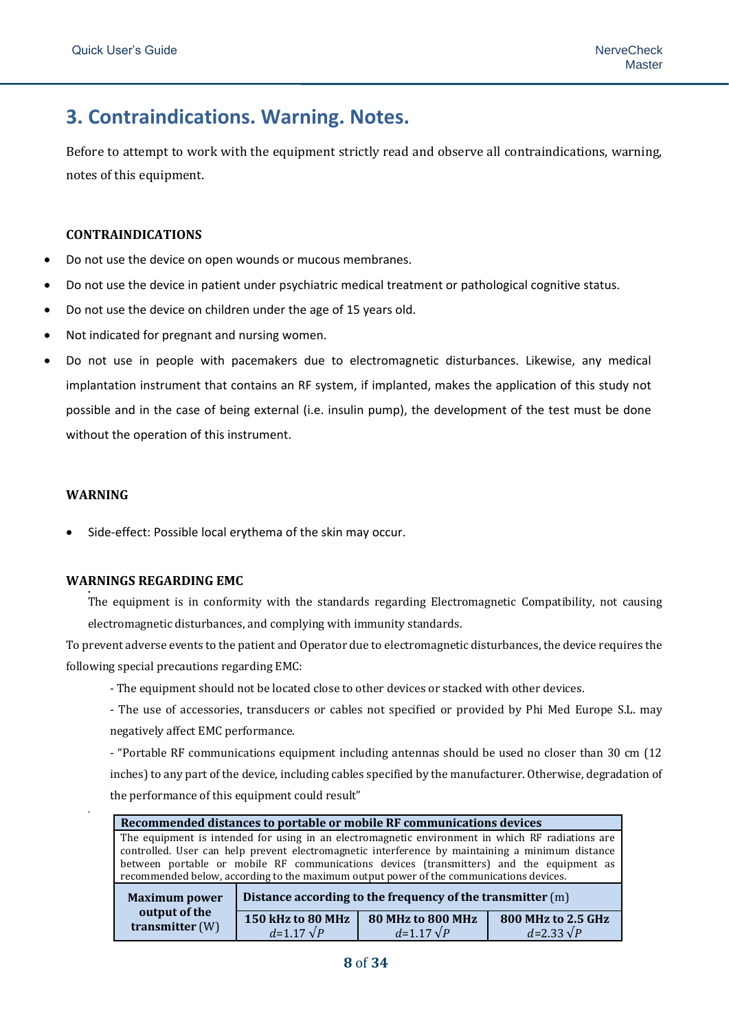# 3. Contraindications. Warning. Notes.

Before to attempt to work with the equipment strictly read and observe all contraindications, warning, notes of this equipment.

**CONTRAINDICATIONS**

- Do not use the device on open wounds or mucous membranes.
- Do not use the device in patient under psychiatric medical treatment or pathological cognitive status.
- Do not use the device on children under the age of 15 years old.
- Not indicated for pregnant and nursing women.
- Do not use in people with pacemakers due to electromagnetic disturbances. Likewise, any medical implantation instrument that contains an RF system, if implanted, makes the application of this study not possible and in the case of being external (i.e. insulin pump), the development of the test must be done without the operation of this instrument.

**WARNING**

- Side-effect: Possible local erythema of the skin may occur.

**WARNINGS REGARDING EMC**

The equipment is in conformity with the standards regarding Electromagnetic Compatibility, not causing electromagnetic disturbances, and complying with immunity standards.

To prevent adverse events to the patient and Operator due to electromagnetic disturbances, the device requires the following special precautions regarding EMC:

- The equipment should not be located close to other devices or stacked with other devices.
- The use of accessories, transducers or cables not specified or provided by Phi Med Europe S.L. may negatively affect EMC performance.
- "Portable RF communications equipment including antennas should be used no closer than 30 cm (12 inches) to any part of the device, including cables specified by the manufacturer. Otherwise, degradation of the performance of this equipment could result"

| **Recommended distances to portable or mobile RF communications devices** | | | |
|---|---|---|---|
| The equipment is intended for using in an electromagnetic environment in which RF radiations are controlled. User can help prevent electromagnetic interference by maintaining a minimum distance between portable or mobile RF communications devices (transmitters) and the equipment as recommended below, according to the maximum output power of the communications devices. | | | |
| **Maximum power output of the transmitter** (W) | **Distance according to the frequency of the transmitter** (m) | | |
| | **150 kHz to 80 MHz** $d=1.17\sqrt{P}$ | **80 MHz to 800 MHz** $d=1.17\sqrt{P}$ | **800 MHz to 2.5 GHz** $d=2.33\sqrt{P}$ |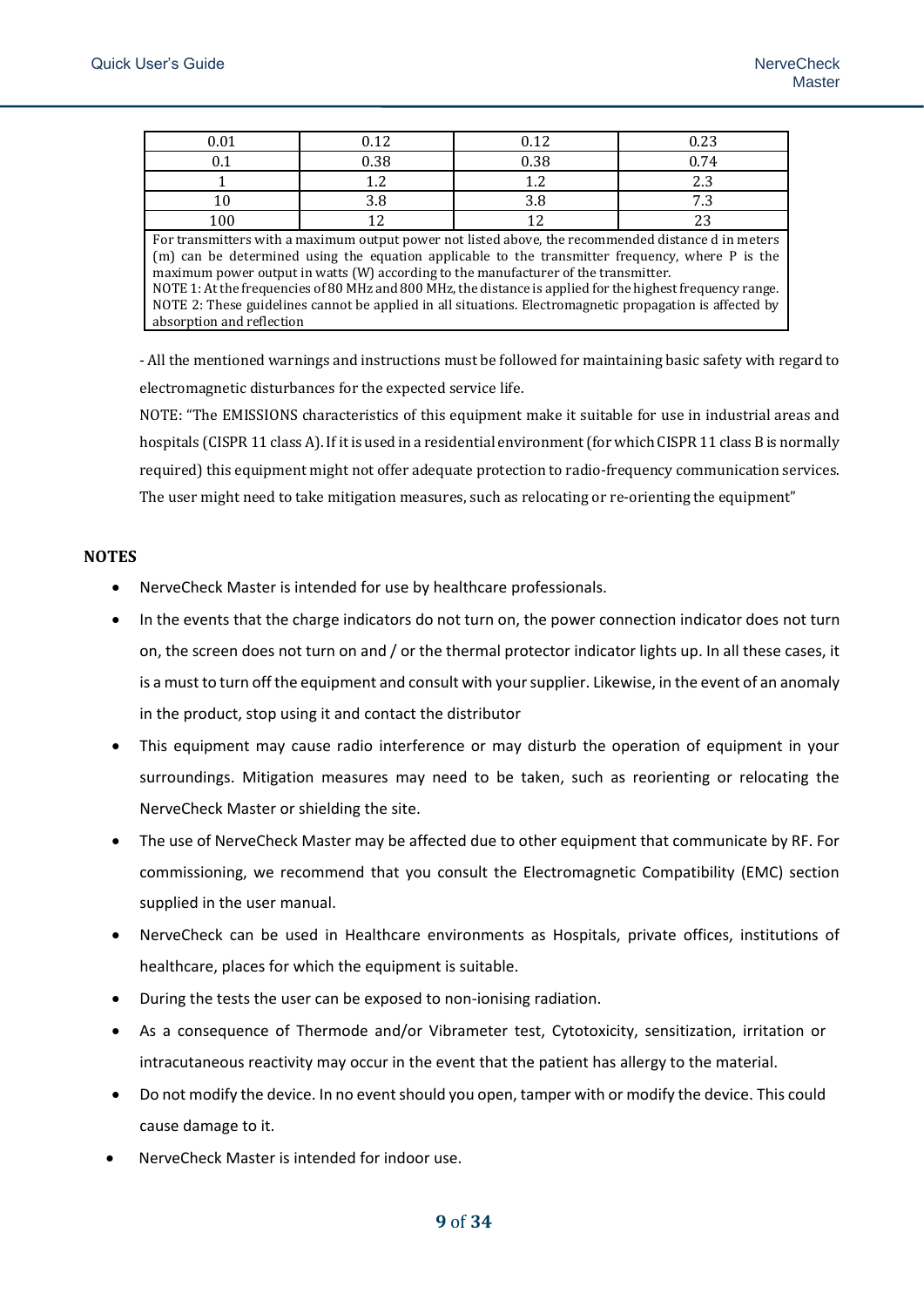| 0.01 | 0.12 | 0.12 | 0.23 |
|---|---|---|---|
| 0.1 | 0.38 | 0.38 | 0.74 |
| 1 | 1.2 | 1.2 | 2.3 |
| 10 | 3.8 | 3.8 | 7.3 |
| 100 | 12 | 12 | 23 |
| For transmitters with a maximum output power not listed above, the recommended distance d in meters (m) can be determined using the equation applicable to the transmitter frequency, where P is the maximum power output in watts (W) according to the manufacturer of the transmitter.<br>NOTE 1: At the frequencies of 80 MHz and 800 MHz, the distance is applied for the highest frequency range.<br>NOTE 2: These guidelines cannot be applied in all situations. Electromagnetic propagation is affected by absorption and reflection | | | |

- All the mentioned warnings and instructions must be followed for maintaining basic safety with regard to electromagnetic disturbances for the expected service life.

NOTE: "The EMISSIONS characteristics of this equipment make it suitable for use in industrial areas and hospitals (CISPR 11 class A). If it is used in a residential environment (for which CISPR 11 class B is normally required) this equipment might not offer adequate protection to radio-frequency communication services. The user might need to take mitigation measures, such as relocating or re-orienting the equipment"

**NOTES**

- NerveCheck Master is intended for use by healthcare professionals.
- In the events that the charge indicators do not turn on, the power connection indicator does not turn on, the screen does not turn on and / or the thermal protector indicator lights up. In all these cases, it is a must to turn off the equipment and consult with your supplier. Likewise, in the event of an anomaly in the product, stop using it and contact the distributor
- This equipment may cause radio interference or may disturb the operation of equipment in your surroundings. Mitigation measures may need to be taken, such as reorienting or relocating the NerveCheck Master or shielding the site.
- The use of NerveCheck Master may be affected due to other equipment that communicate by RF. For commissioning, we recommend that you consult the Electromagnetic Compatibility (EMC) section supplied in the user manual.
- NerveCheck can be used in Healthcare environments as Hospitals, private offices, institutions of healthcare, places for which the equipment is suitable.
- During the tests the user can be exposed to non-ionising radiation.
- As a consequence of Thermode and/or Vibrameter test, Cytotoxicity, sensitization, irritation or intracutaneous reactivity may occur in the event that the patient has allergy to the material.
- Do not modify the device. In no event should you open, tamper with or modify the device. This could cause damage to it.
- NerveCheck Master is intended for indoor use.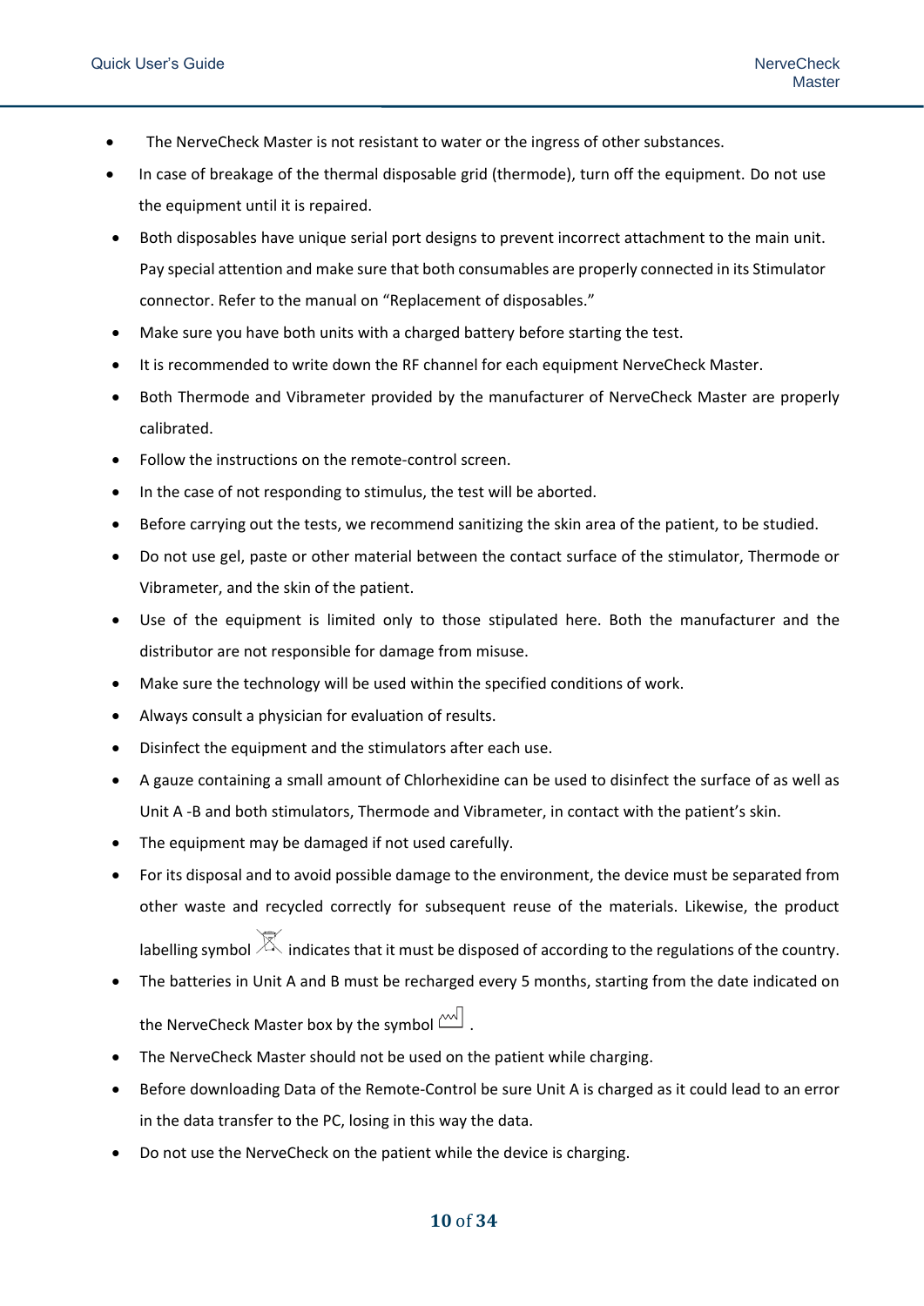- The NerveCheck Master is not resistant to water or the ingress of other substances.
- In case of breakage of the thermal disposable grid (thermode), turn off the equipment. Do not use the equipment until it is repaired.
- Both disposables have unique serial port designs to prevent incorrect attachment to the main unit. Pay special attention and make sure that both consumables are properly connected in its Stimulator connector. Refer to the manual on "Replacement of disposables."
- Make sure you have both units with a charged battery before starting the test.
- It is recommended to write down the RF channel for each equipment NerveCheck Master.
- Both Thermode and Vibrameter provided by the manufacturer of NerveCheck Master are properly calibrated.
- Follow the instructions on the remote-control screen.
- In the case of not responding to stimulus, the test will be aborted.
- Before carrying out the tests, we recommend sanitizing the skin area of the patient, to be studied.
- Do not use gel, paste or other material between the contact surface of the stimulator, Thermode or Vibrameter, and the skin of the patient.
- Use of the equipment is limited only to those stipulated here. Both the manufacturer and the distributor are not responsible for damage from misuse.
- Make sure the technology will be used within the specified conditions of work.
- Always consult a physician for evaluation of results.
- Disinfect the equipment and the stimulators after each use.
- A gauze containing a small amount of Chlorhexidine can be used to disinfect the surface of as well as Unit A -B and both stimulators, Thermode and Vibrameter, in contact with the patient's skin.
- The equipment may be damaged if not used carefully.
- For its disposal and to avoid possible damage to the environment, the device must be separated from other waste and recycled correctly for subsequent reuse of the materials. Likewise, the product labelling symbol indicates that it must be disposed of according to the regulations of the country.
- The batteries in Unit A and B must be recharged every 5 months, starting from the date indicated on the NerveCheck Master box by the symbol .
- The NerveCheck Master should not be used on the patient while charging.
- Before downloading Data of the Remote-Control be sure Unit A is charged as it could lead to an error in the data transfer to the PC, losing in this way the data.
- Do not use the NerveCheck on the patient while the device is charging.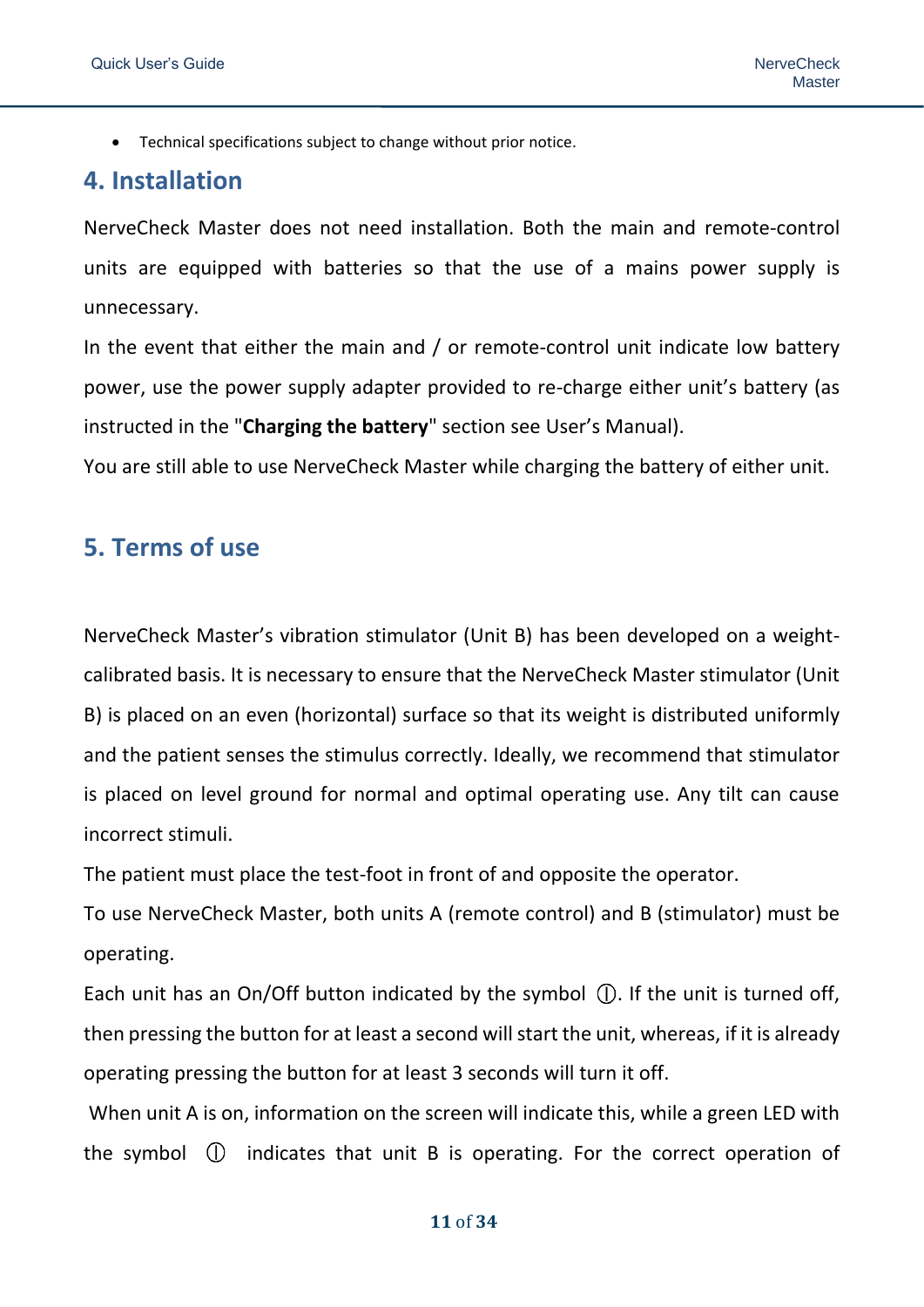- Technical specifications subject to change without prior notice.

## 4. Installation

NerveCheck Master does not need installation. Both the main and remote-control units are equipped with batteries so that the use of a mains power supply is unnecessary.

In the event that either the main and / or remote-control unit indicate low battery power, use the power supply adapter provided to re-charge either unit's battery (as instructed in the "**Charging the battery**" section see User's Manual).

You are still able to use NerveCheck Master while charging the battery of either unit.

## 5. Terms of use

NerveCheck Master's vibration stimulator (Unit B) has been developed on a weight-calibrated basis. It is necessary to ensure that the NerveCheck Master stimulator (Unit B) is placed on an even (horizontal) surface so that its weight is distributed uniformly and the patient senses the stimulus correctly. Ideally, we recommend that stimulator is placed on level ground for normal and optimal operating use. Any tilt can cause incorrect stimuli.

The patient must place the test-foot in front of and opposite the operator.

To use NerveCheck Master, both units A (remote control) and B (stimulator) must be operating.

Each unit has an On/Off button indicated by the symbol ⏀. If the unit is turned off, then pressing the button for at least a second will start the unit, whereas, if it is already operating pressing the button for at least 3 seconds will turn it off.

When unit A is on, information on the screen will indicate this, while a green LED with the symbol ⏀ indicates that unit B is operating. For the correct operation of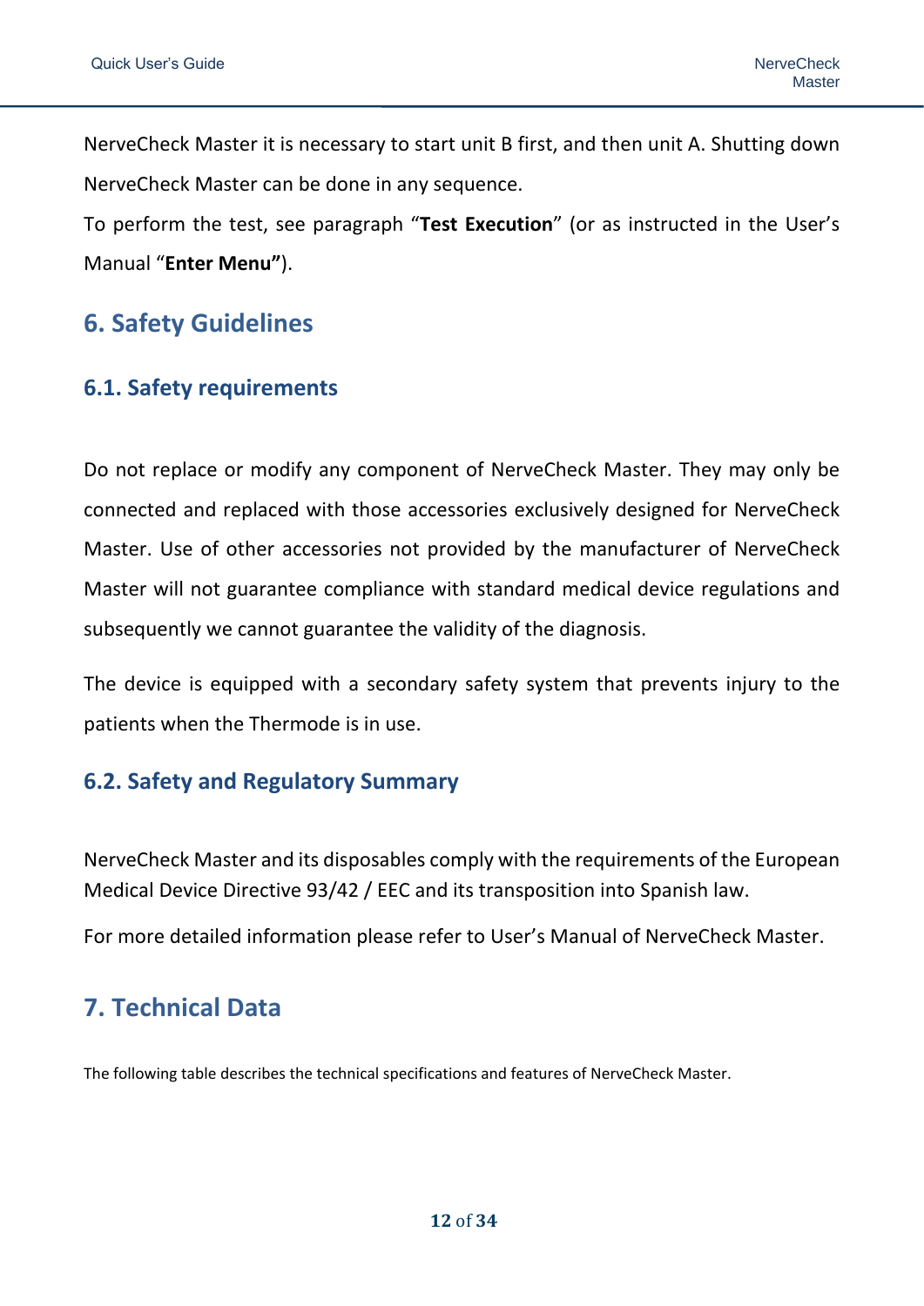NerveCheck Master it is necessary to start unit B first, and then unit A. Shutting down NerveCheck Master can be done in any sequence.

To perform the test, see paragraph "**Test Execution**" (or as instructed in the User's Manual "**Enter Menu"**).

# 6. Safety Guidelines

## 6.1. Safety requirements

Do not replace or modify any component of NerveCheck Master. They may only be connected and replaced with those accessories exclusively designed for NerveCheck Master. Use of other accessories not provided by the manufacturer of NerveCheck Master will not guarantee compliance with standard medical device regulations and subsequently we cannot guarantee the validity of the diagnosis.

The device is equipped with a secondary safety system that prevents injury to the patients when the Thermode is in use.

## 6.2. Safety and Regulatory Summary

NerveCheck Master and its disposables comply with the requirements of the European Medical Device Directive 93/42 / EEC and its transposition into Spanish law.

For more detailed information please refer to User's Manual of NerveCheck Master.

# 7. Technical Data

The following table describes the technical specifications and features of NerveCheck Master.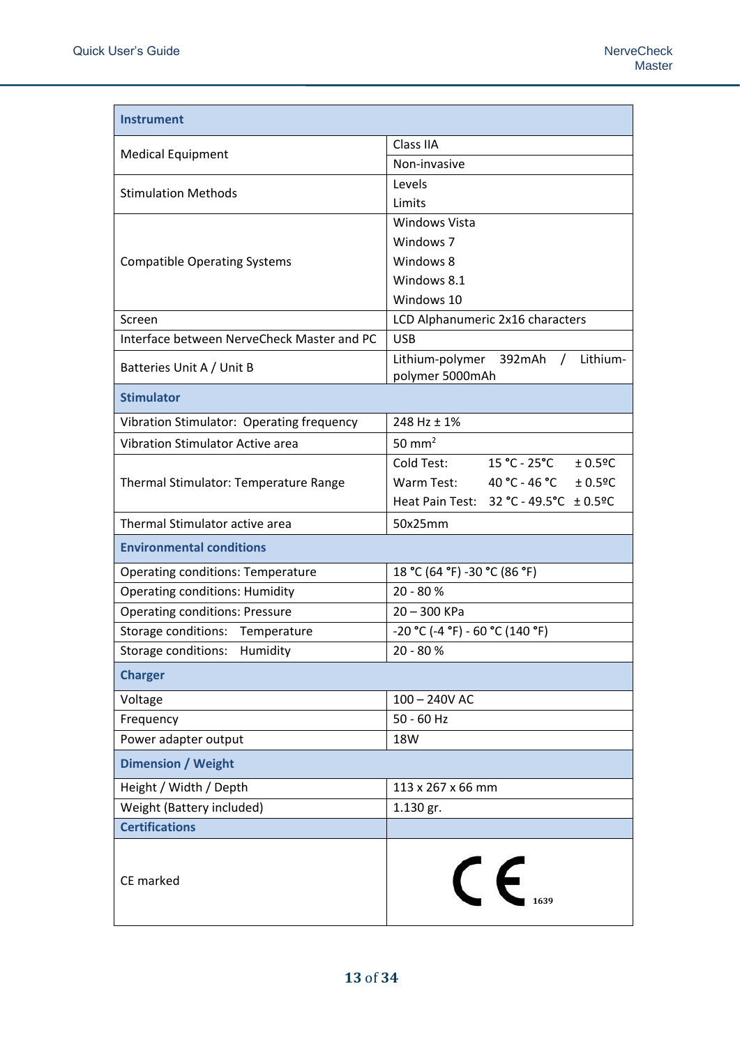| Instrument | |
|---|---|
| Medical Equipment | Class IIA<br>Non-invasive |
| Stimulation Methods | Levels<br>Limits |
| Compatible Operating Systems | Windows Vista<br>Windows 7<br>Windows 8<br>Windows 8.1<br>Windows 10 |
| Screen | LCD Alphanumeric 2x16 characters |
| Interface between NerveCheck Master and PC | USB |
| Batteries Unit A / Unit B | Lithium-polymer 392mAh / Lithium-polymer 5000mAh |
| **Stimulator** | |
| Vibration Stimulator: Operating frequency | 248 Hz ± 1% |
| Vibration Stimulator Active area | 50 $mm^2$ |
| Thermal Stimulator: Temperature Range | Cold Test: 15 °C - 25°C ± 0.5ºC<br>Warm Test: 40 °C - 46 °C ± 0.5ºC<br>Heat Pain Test: 32 °C - 49.5°C ± 0.5ºC |
| Thermal Stimulator active area | 50x25mm |
| **Environmental conditions** | |
| Operating conditions: Temperature | 18 °C (64 °F) -30 °C (86 °F) |
| Operating conditions: Humidity | 20 - 80 % |
| Operating conditions: Pressure | 20 – 300 KPa |
| Storage conditions: Temperature | -20 °C (-4 °F) - 60 °C (140 °F) |
| Storage conditions: Humidity | 20 - 80 % |
| **Charger** | |
| Voltage | 100 – 240V AC |
| Frequency | 50 - 60 Hz |
| Power adapter output | 18W |
| **Dimension / Weight** | |
| Height / Width / Depth | 113 x 267 x 66 mm |
| Weight (Battery included) | 1.130 gr. |
| **Certifications** | |
| CE marked | CE 1639 |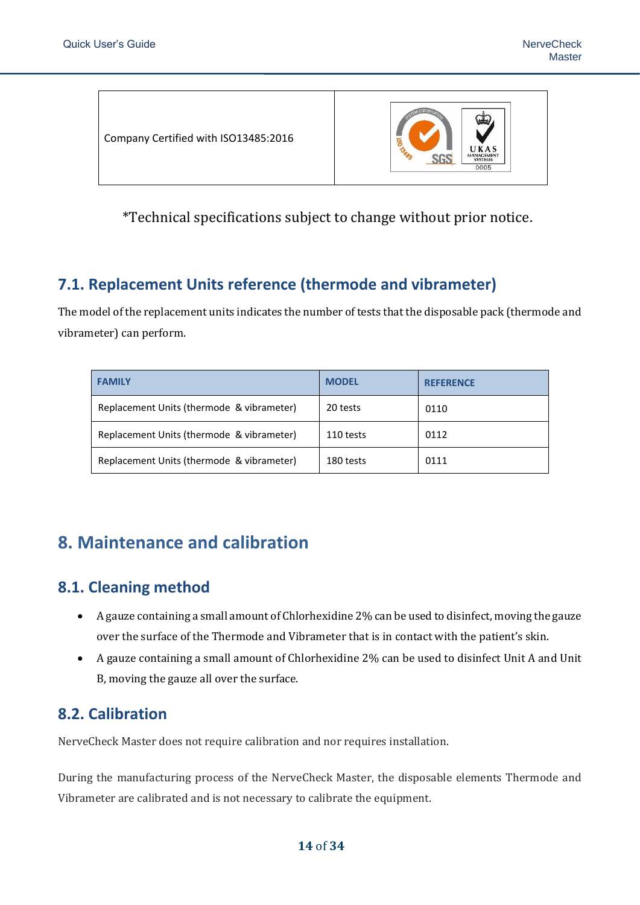| Company Certified with ISO13485:2016 | |
|---|---|

*Technical specifications subject to change without prior notice.

## 7.1. Replacement Units reference (thermode and vibrameter)

The model of the replacement units indicates the number of tests that the disposable pack (thermode and vibrameter) can perform.

| FAMILY | MODEL | REFERENCE |
|---|---|---|
| Replacement Units (thermode & vibrameter) | 20 tests | 0110 |
| Replacement Units (thermode & vibrameter) | 110 tests | 0112 |
| Replacement Units (thermode & vibrameter) | 180 tests | 0111 |

# 8. Maintenance and calibration

## 8.1. Cleaning method

- A gauze containing a small amount of Chlorhexidine 2% can be used to disinfect, moving the gauze over the surface of the Thermode and Vibrameter that is in contact with the patient's skin.
- A gauze containing a small amount of Chlorhexidine 2% can be used to disinfect Unit A and Unit B, moving the gauze all over the surface.

## 8.2. Calibration

NerveCheck Master does not require calibration and nor requires installation.

During the manufacturing process of the NerveCheck Master, the disposable elements Thermode and Vibrameter are calibrated and is not necessary to calibrate the equipment.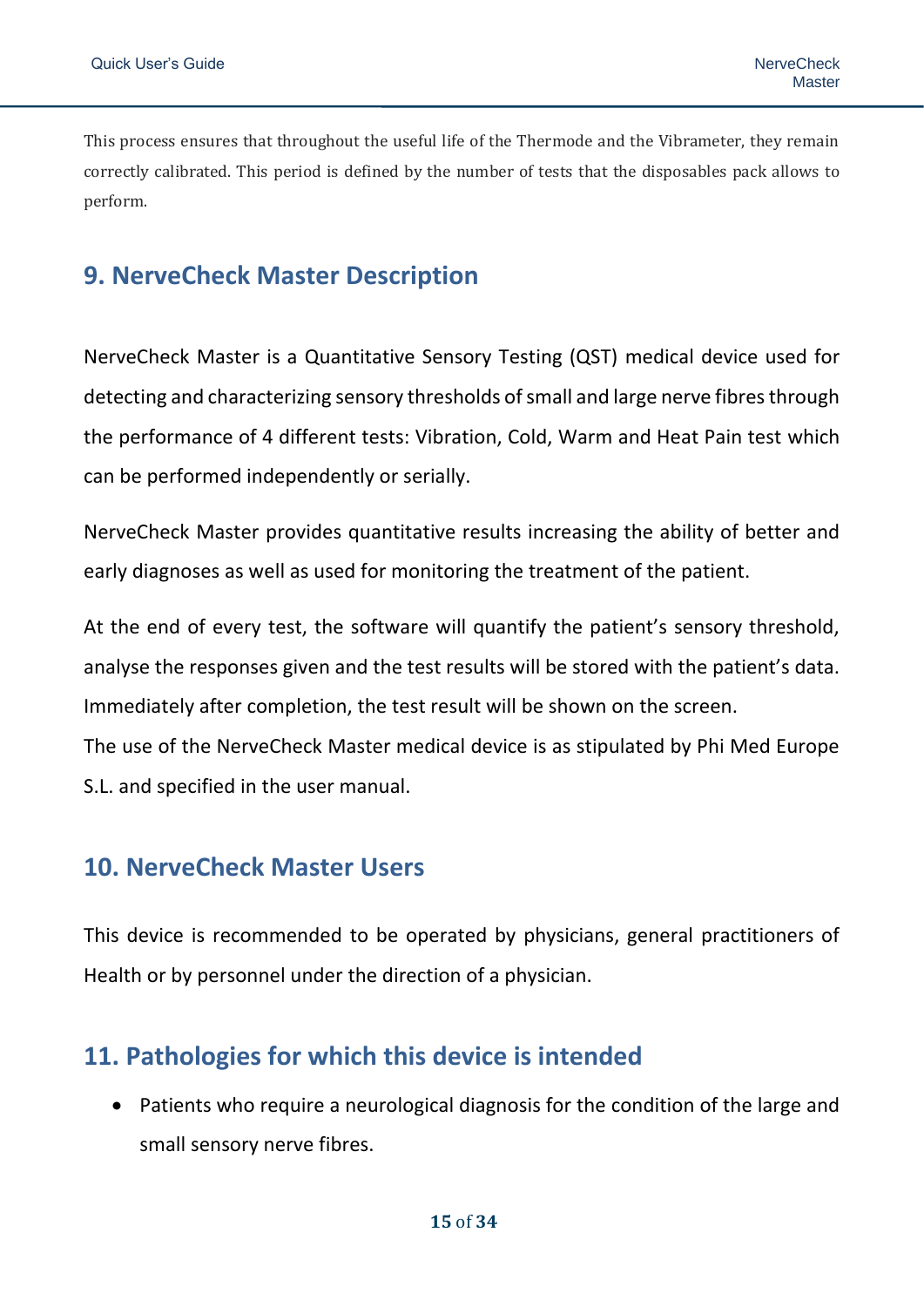This process ensures that throughout the useful life of the Thermode and the Vibrameter, they remain correctly calibrated. This period is defined by the number of tests that the disposables pack allows to perform.

## 9. NerveCheck Master Description

NerveCheck Master is a Quantitative Sensory Testing (QST) medical device used for detecting and characterizing sensory thresholds of small and large nerve fibres through the performance of 4 different tests: Vibration, Cold, Warm and Heat Pain test which can be performed independently or serially.

NerveCheck Master provides quantitative results increasing the ability of better and early diagnoses as well as used for monitoring the treatment of the patient.

At the end of every test, the software will quantify the patient's sensory threshold, analyse the responses given and the test results will be stored with the patient's data. Immediately after completion, the test result will be shown on the screen.
The use of the NerveCheck Master medical device is as stipulated by Phi Med Europe S.L. and specified in the user manual.

## 10. NerveCheck Master Users

This device is recommended to be operated by physicians, general practitioners of Health or by personnel under the direction of a physician.

## 11. Pathologies for which this device is intended

- Patients who require a neurological diagnosis for the condition of the large and small sensory nerve fibres.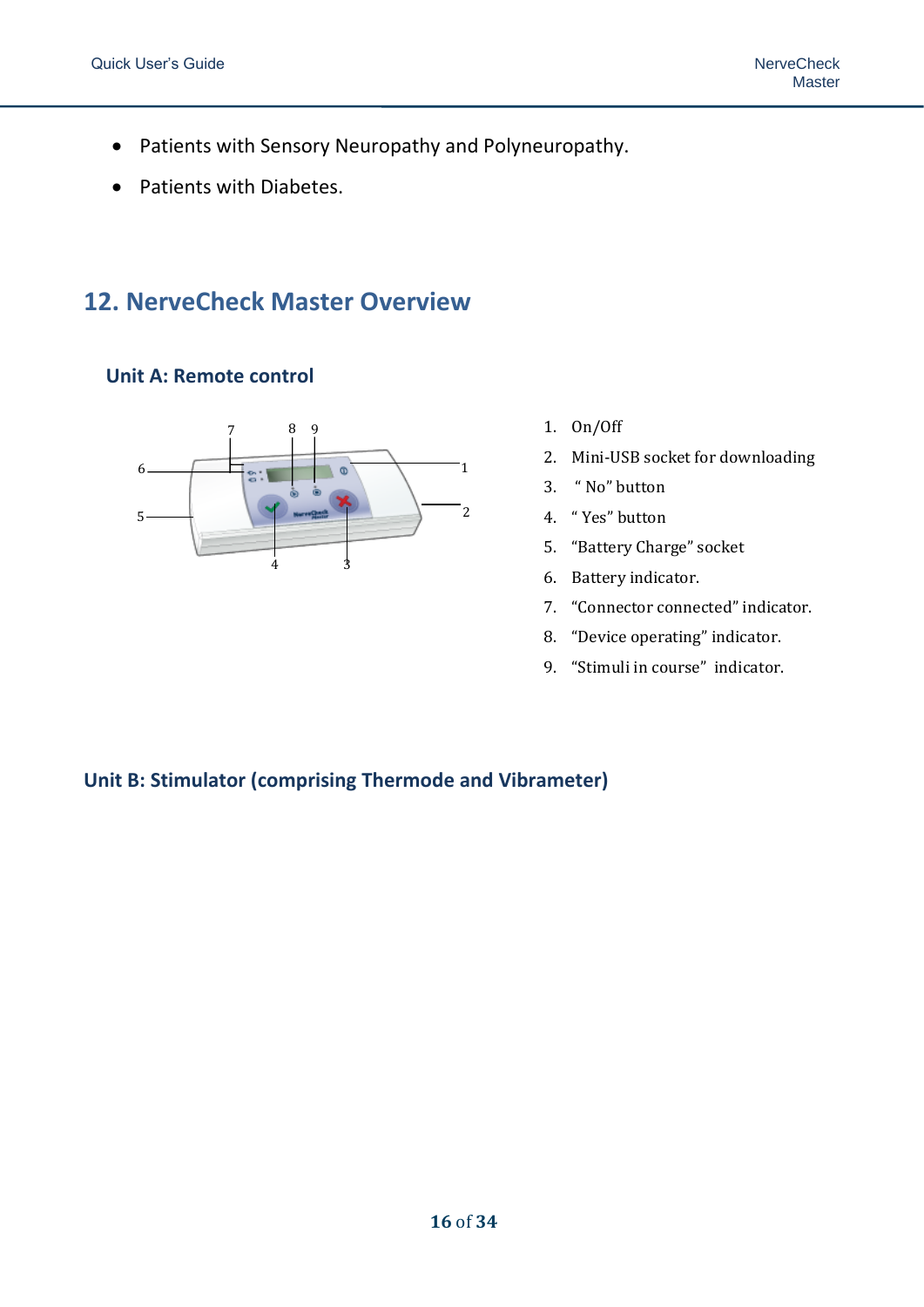- Patients with Sensory Neuropathy and Polyneuropathy.
- Patients with Diabetes.

# 12. NerveCheck Master Overview

## Unit A: Remote control

1. On/Off
2. Mini-USB socket for downloading
3. " No" button
4. " Yes" button
5. "Battery Charge" socket
6. Battery indicator.
7. "Connector connected" indicator.
8. "Device operating" indicator.
9. "Stimuli in course" indicator.

## Unit B: Stimulator (comprising Thermode and Vibrameter)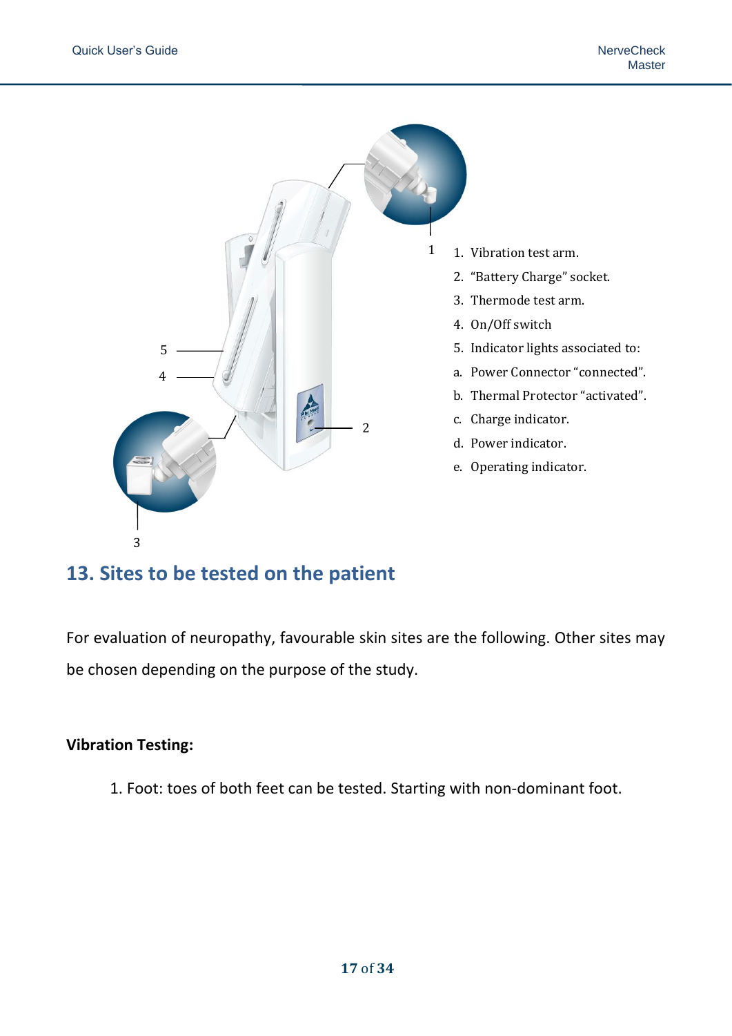1. Vibration test arm.
2. "Battery Charge" socket.
3. Thermode test arm.
4. On/Off switch
5. Indicator lights associated to:
   a. Power Connector "connected".
   b. Thermal Protector "activated".
   c. Charge indicator.
   d. Power indicator.
   e. Operating indicator.

## 13. Sites to be tested on the patient

For evaluation of neuropathy, favourable skin sites are the following. Other sites may be chosen depending on the purpose of the study.

**Vibration Testing:**

1. Foot: toes of both feet can be tested. Starting with non-dominant foot.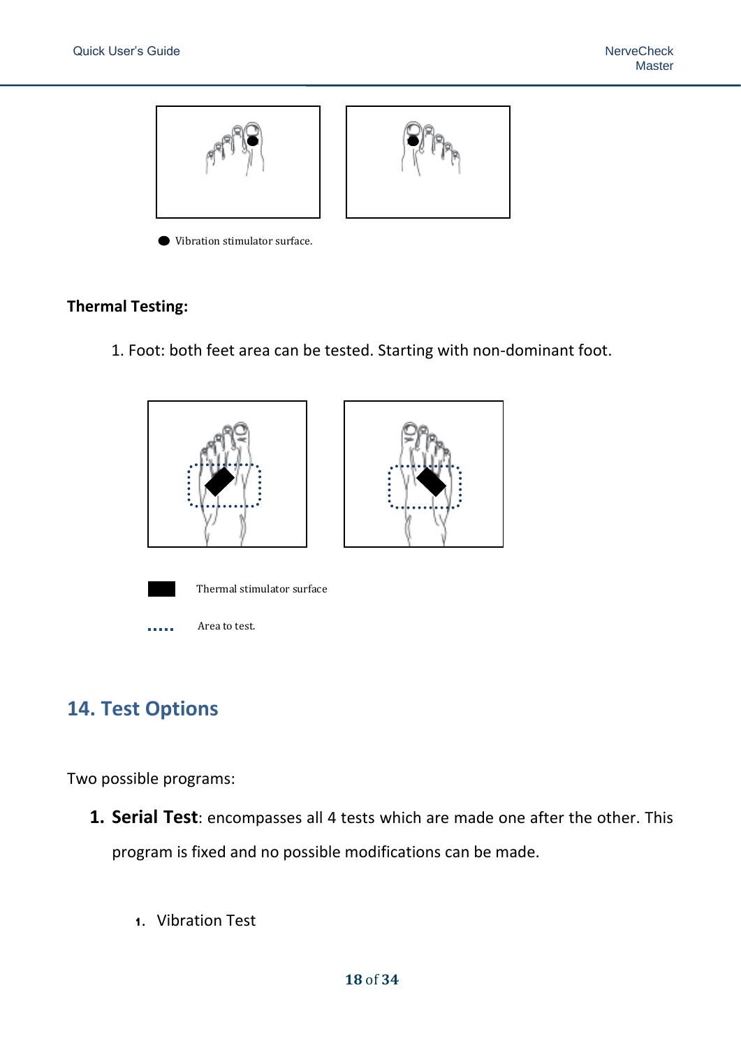● Vibration stimulator surface.

**Thermal Testing:**

1. Foot: both feet area can be tested. Starting with non-dominant foot.

■ Thermal stimulator surface

..... Area to test.

## 14. Test Options

Two possible programs:

1. **Serial Test**: encompasses all 4 tests which are made one after the other. This program is fixed and no possible modifications can be made.

    1. Vibration Test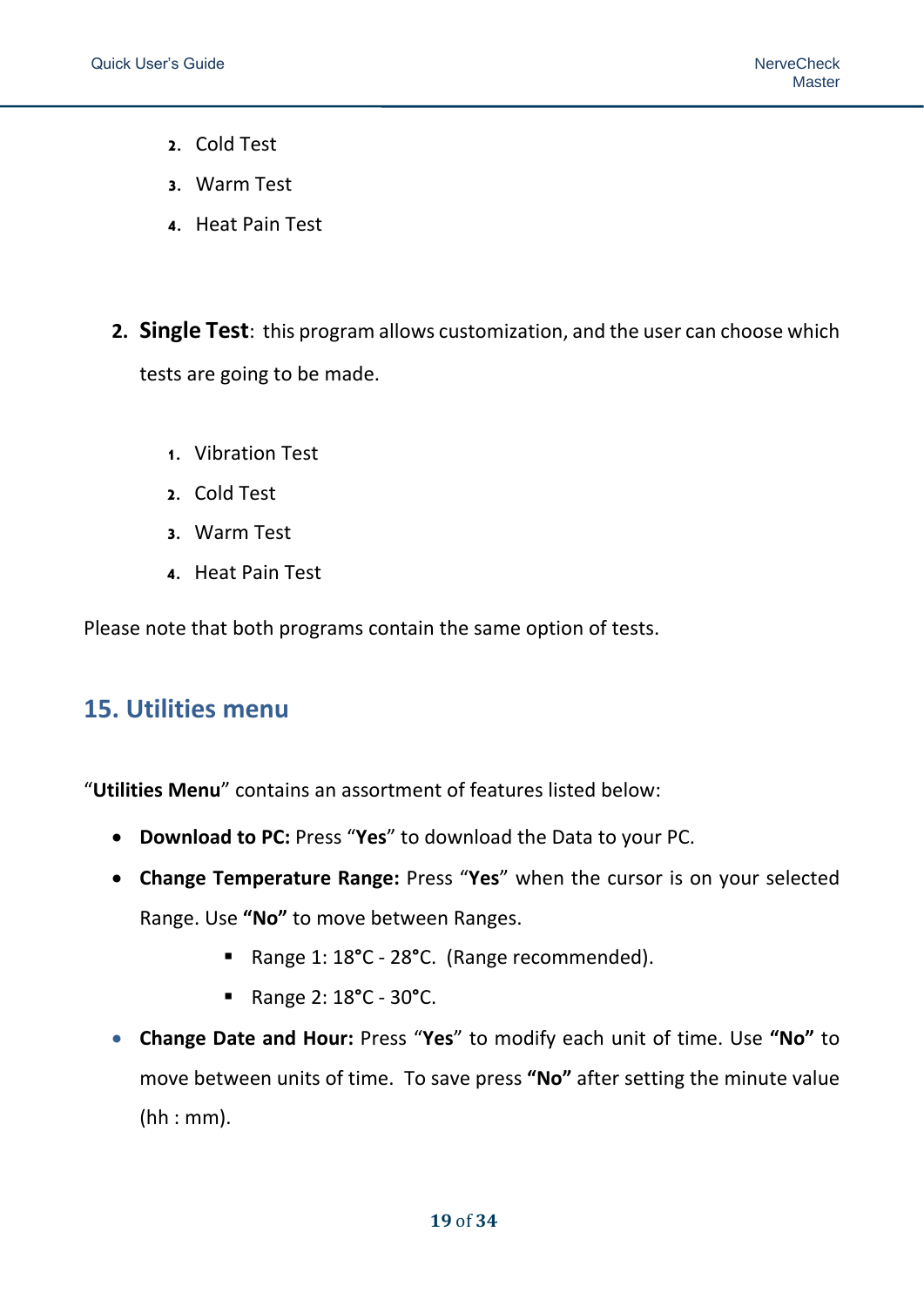2. Cold Test
    3. Warm Test
    4. Heat Pain Test

2. **Single Test**: this program allows customization, and the user can choose which tests are going to be made.

    1. Vibration Test
    2. Cold Test
    3. Warm Test
    4. Heat Pain Test

Please note that both programs contain the same option of tests.

## 15. Utilities menu

"**Utilities Menu**" contains an assortment of features listed below:

- **Download to PC:** Press "**Yes**" to download the Data to your PC.
- **Change Temperature Range:** Press "**Yes**" when the cursor is on your selected Range. Use **"No"** to move between Ranges.
    - Range 1: 18°C - 28°C. (Range recommended).
    - Range 2: 18°C - 30°C.
- **Change Date and Hour:** Press "**Yes**" to modify each unit of time. Use **"No"** to move between units of time. To save press **"No"** after setting the minute value (hh : mm).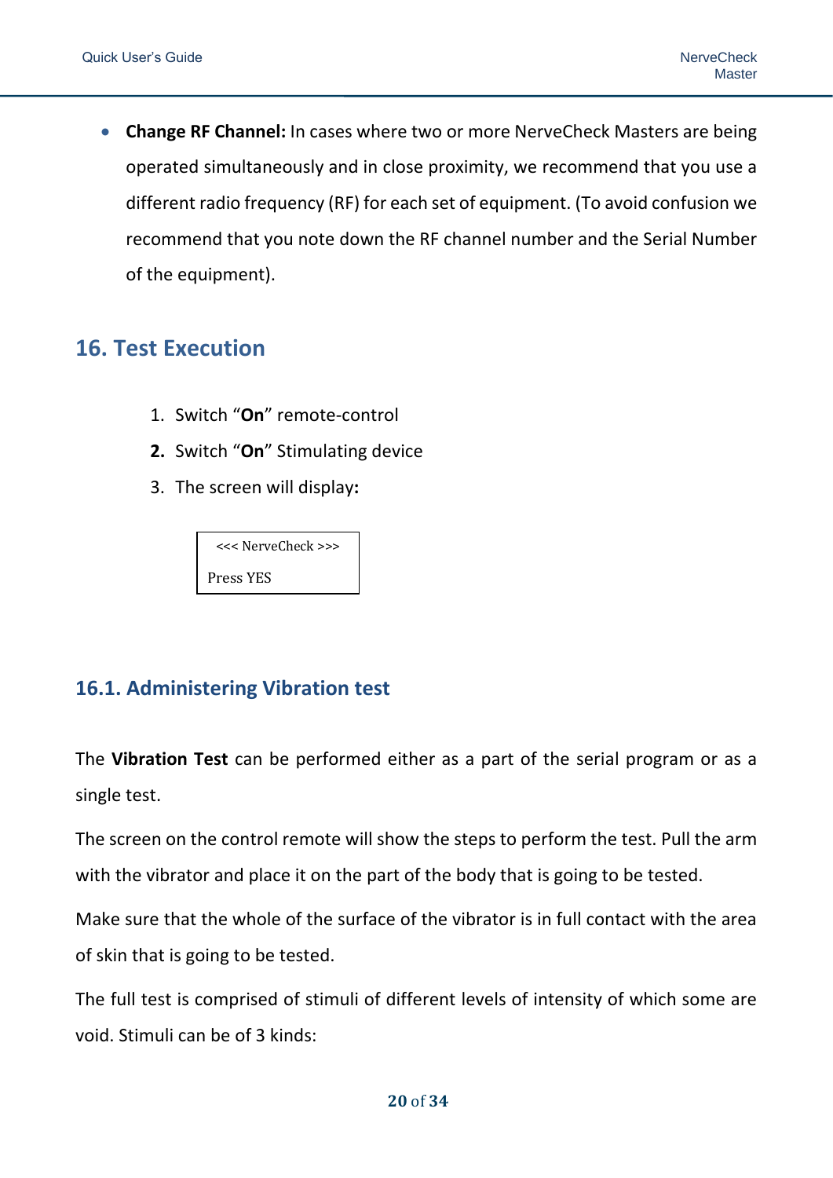- **Change RF Channel:** In cases where two or more NerveCheck Masters are being operated simultaneously and in close proximity, we recommend that you use a different radio frequency (RF) for each set of equipment. (To avoid confusion we recommend that you note down the RF channel number and the Serial Number of the equipment).

## 16. Test Execution

1. Switch "**On**" remote-control
2. Switch "**On**" Stimulating device
3. The screen will display**:**

```
<<< NerveCheck >>>
Press YES
```

### 16.1. Administering Vibration test

The **Vibration Test** can be performed either as a part of the serial program or as a single test.

The screen on the control remote will show the steps to perform the test. Pull the arm with the vibrator and place it on the part of the body that is going to be tested.

Make sure that the whole of the surface of the vibrator is in full contact with the area of skin that is going to be tested.

The full test is comprised of stimuli of different levels of intensity of which some are void. Stimuli can be of 3 kinds: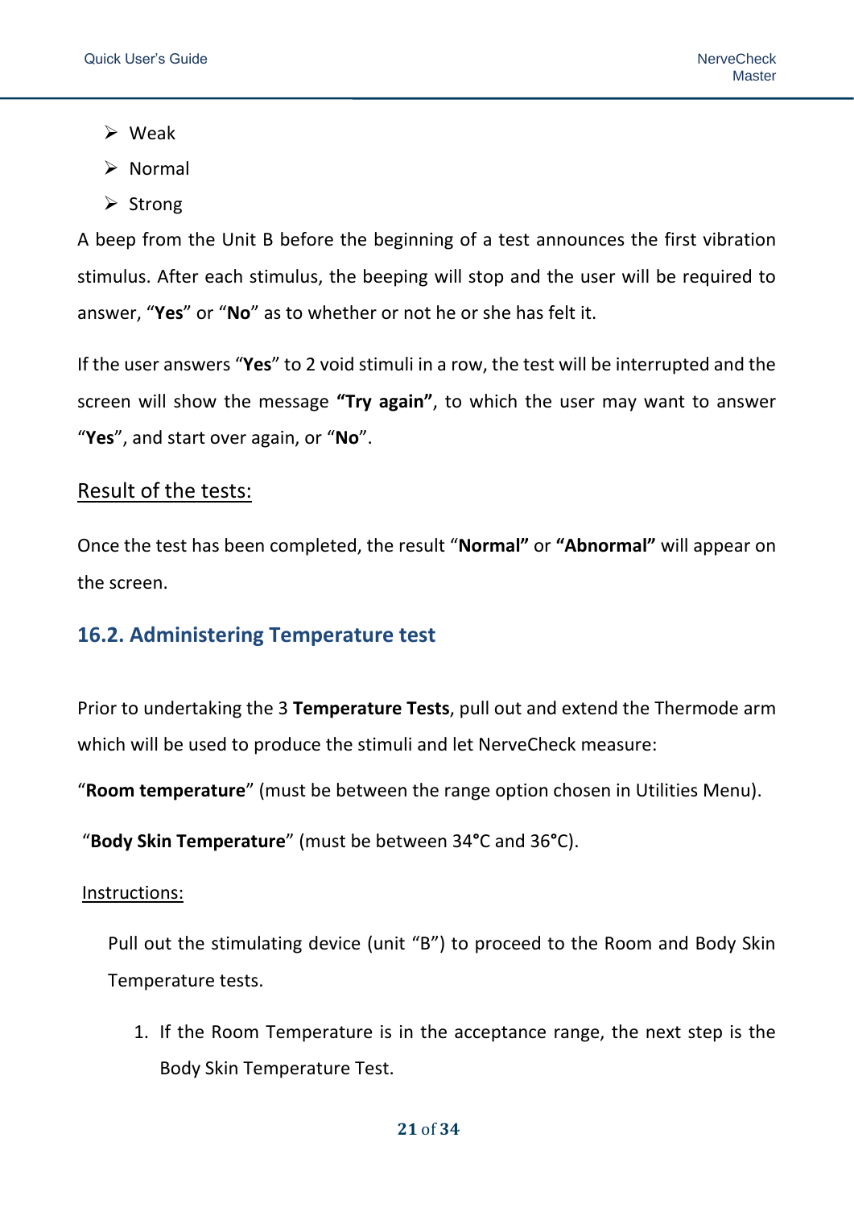- Weak
- Normal
- Strong

A beep from the Unit B before the beginning of a test announces the first vibration stimulus. After each stimulus, the beeping will stop and the user will be required to answer, “**Yes**” or “**No**” as to whether or not he or she has felt it.

If the user answers “**Yes**” to 2 void stimuli in a row, the test will be interrupted and the screen will show the message **“Try again”**, to which the user may want to answer “**Yes**”, and start over again, or “**No**”.

<u>Result of the tests:</u>

Once the test has been completed, the result “**Normal”** or **“Abnormal”** will appear on the screen.

## 16.2. Administering Temperature test

Prior to undertaking the 3 **Temperature Tests**, pull out and extend the Thermode arm which will be used to produce the stimuli and let NerveCheck measure:

“**Room temperature**” (must be between the range option chosen in Utilities Menu).

“**Body Skin Temperature**” (must be between 34**°**C and 36**°**C).

<u>Instructions:</u>

Pull out the stimulating device (unit “B”) to proceed to the Room and Body Skin Temperature tests.

1. If the Room Temperature is in the acceptance range, the next step is the Body Skin Temperature Test.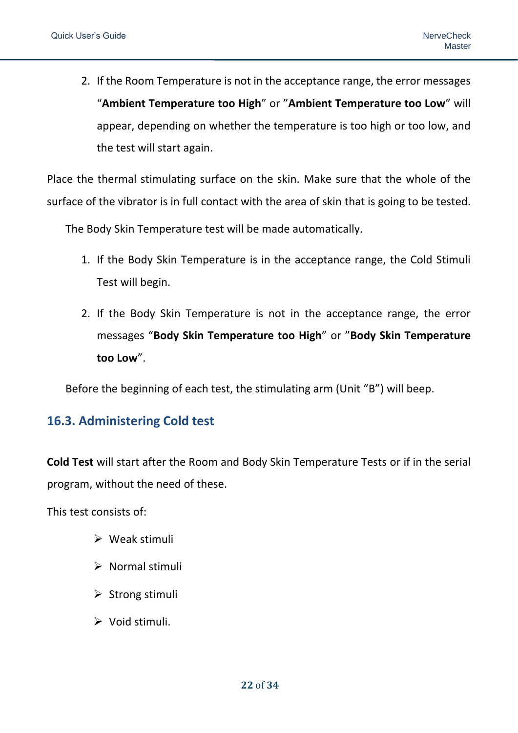2. If the Room Temperature is not in the acceptance range, the error messages “**Ambient Temperature too High**” or ”**Ambient Temperature too Low**” will appear, depending on whether the temperature is too high or too low, and the test will start again.

Place the thermal stimulating surface on the skin. Make sure that the whole of the surface of the vibrator is in full contact with the area of skin that is going to be tested.

The Body Skin Temperature test will be made automatically.

1. If the Body Skin Temperature is in the acceptance range, the Cold Stimuli Test will begin.
2. If the Body Skin Temperature is not in the acceptance range, the error messages “**Body Skin Temperature too High**” or ”**Body Skin Temperature too Low**”.

Before the beginning of each test, the stimulating arm (Unit “B”) will beep.

## 16.3. Administering Cold test

**Cold Test** will start after the Room and Body Skin Temperature Tests or if in the serial program, without the need of these.

This test consists of:

- Weak stimuli
- Normal stimuli
- Strong stimuli
- Void stimuli.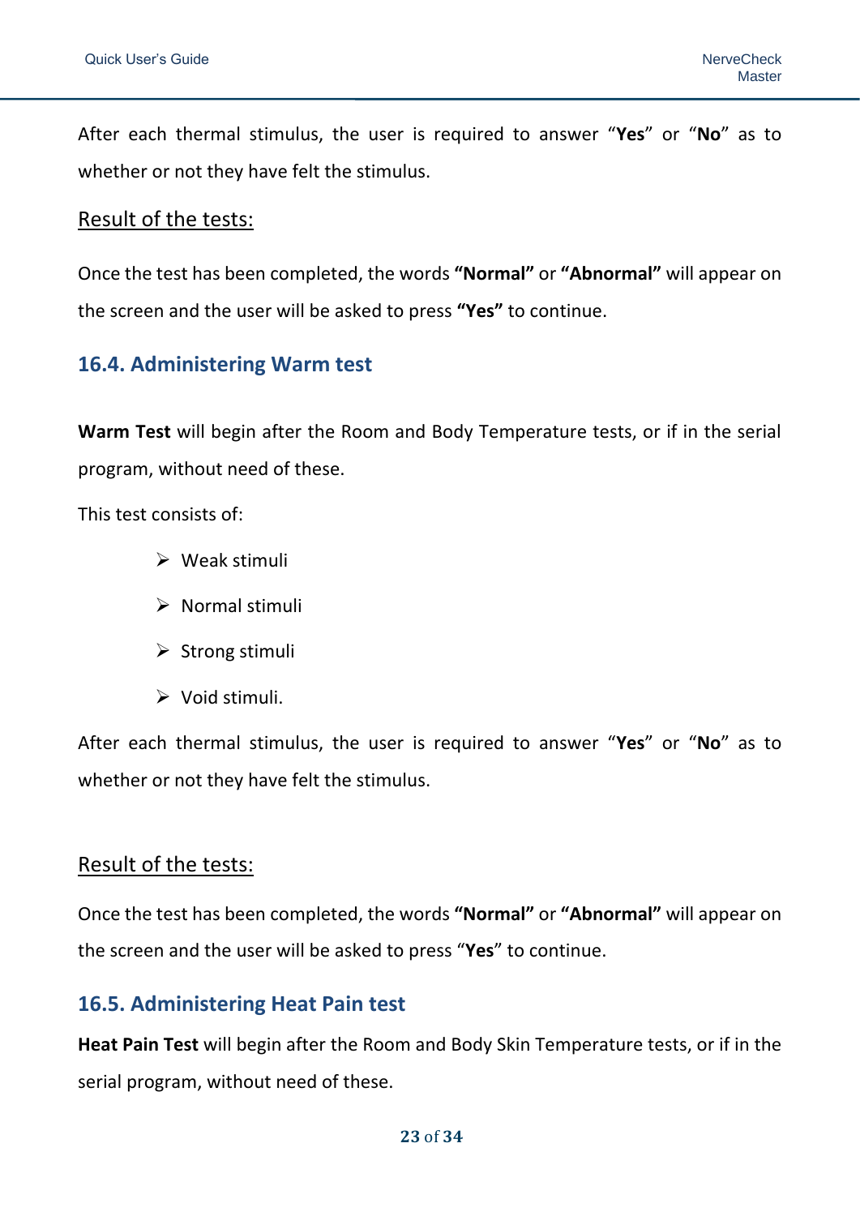After each thermal stimulus, the user is required to answer “**Yes**” or “**No**” as to whether or not they have felt the stimulus.

Result of the tests:

Once the test has been completed, the words **“Normal”** or **“Abnormal”** will appear on the screen and the user will be asked to press **“Yes”** to continue.

## 16.4. Administering Warm test

**Warm Test** will begin after the Room and Body Temperature tests, or if in the serial program, without need of these.

This test consists of:

- Weak stimuli
- Normal stimuli
- Strong stimuli
- Void stimuli.

After each thermal stimulus, the user is required to answer “**Yes**” or “**No**” as to whether or not they have felt the stimulus.

Result of the tests:

Once the test has been completed, the words **“Normal”** or **“Abnormal”** will appear on the screen and the user will be asked to press “**Yes**” to continue.

## 16.5. Administering Heat Pain test

**Heat Pain Test** will begin after the Room and Body Skin Temperature tests, or if in the serial program, without need of these.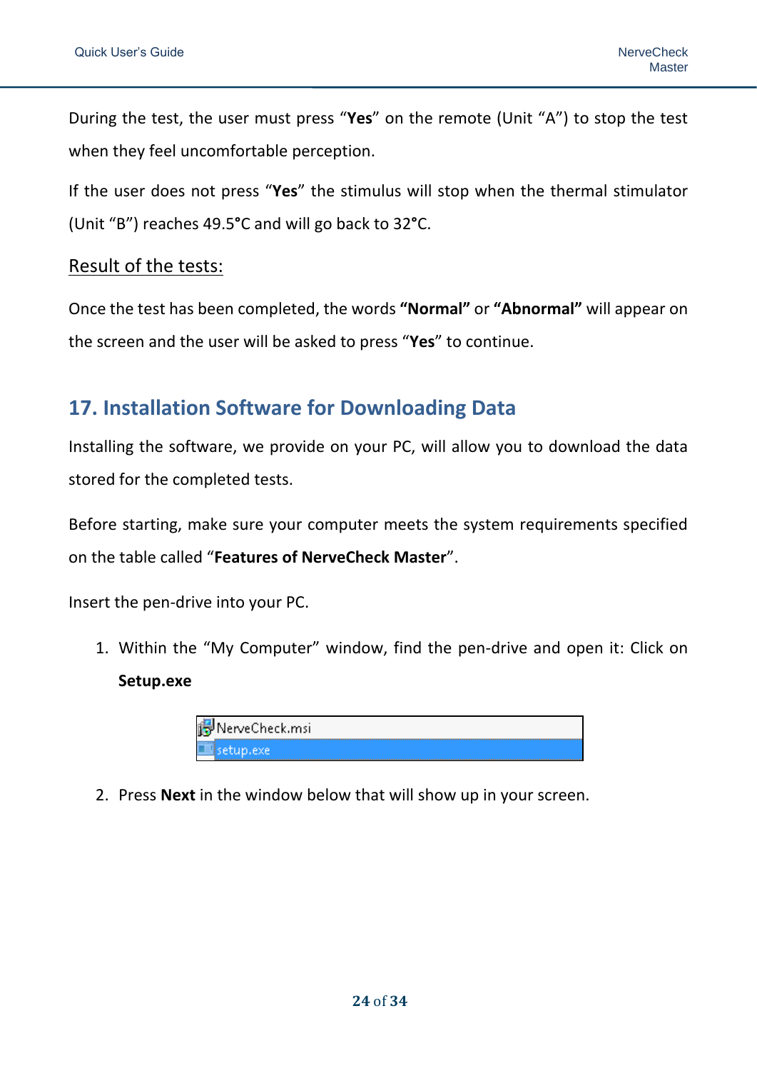During the test, the user must press “**Yes**” on the remote (Unit “A”) to stop the test when they feel uncomfortable perception.

If the user does not press “**Yes**” the stimulus will stop when the thermal stimulator (Unit “B”) reaches 49.5°C and will go back to 32°C.

<u>Result of the tests:</u>

Once the test has been completed, the words **“Normal”** or **“Abnormal”** will appear on the screen and the user will be asked to press “**Yes**” to continue.

## 17. Installation Software for Downloading Data

Installing the software, we provide on your PC, will allow you to download the data stored for the completed tests.

Before starting, make sure your computer meets the system requirements specified on the table called “**Features of NerveCheck Master**”.

Insert the pen-drive into your PC.

1. Within the “My Computer” window, find the pen-drive and open it: Click on **Setup.exe**

   NerveCheck.msi
   setup.exe

2. Press **Next** in the window below that will show up in your screen.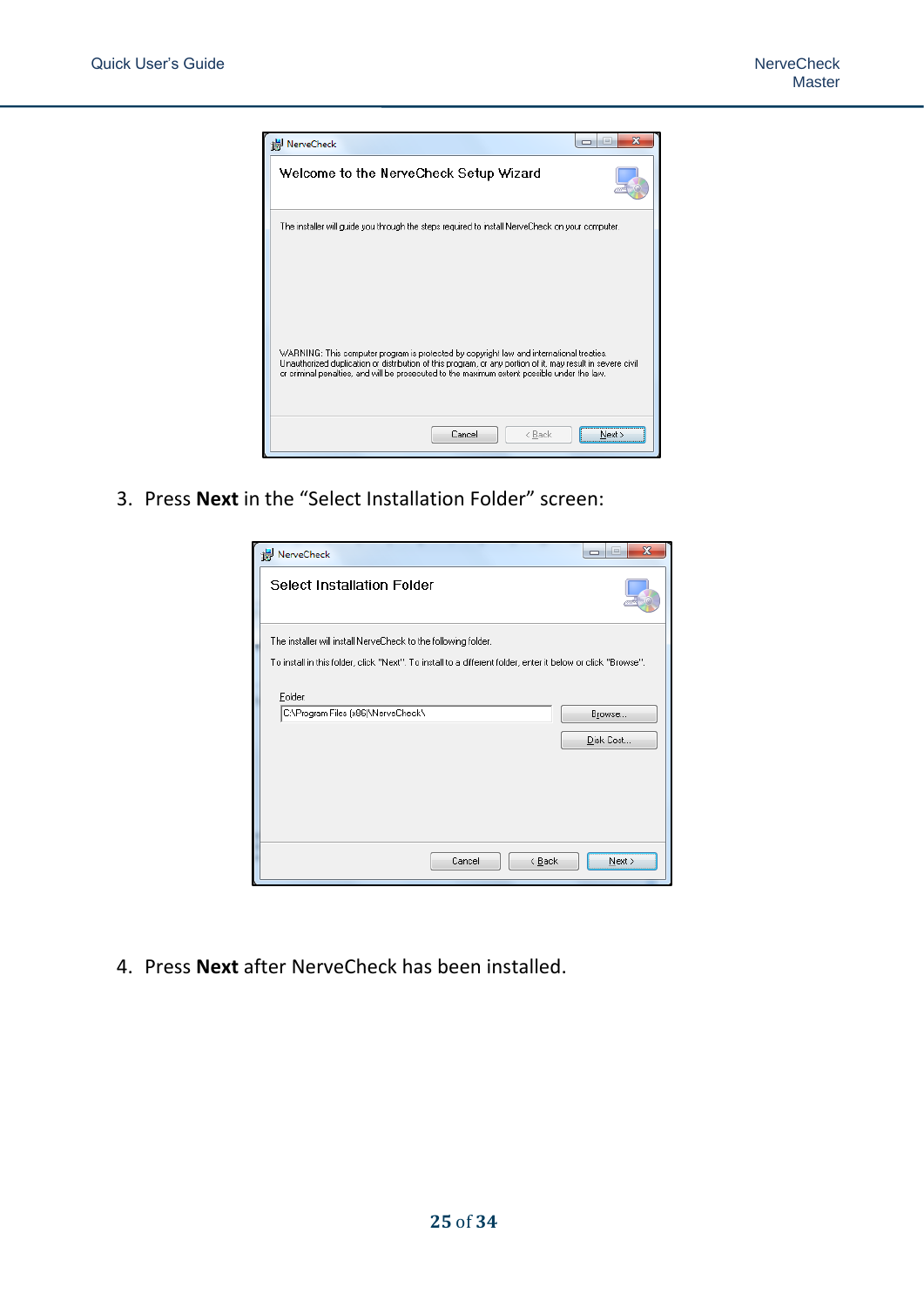3. Press **Next** in the “Select Installation Folder” screen:

4. Press **Next** after NerveCheck has been installed.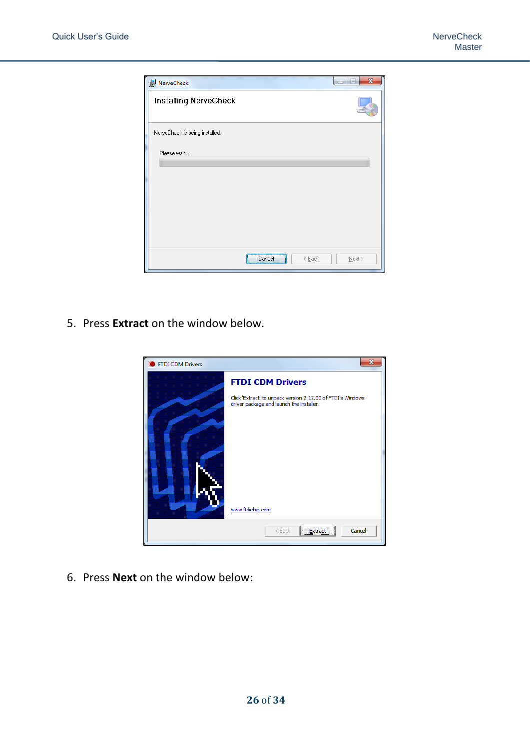5. Press **Extract** on the window below.

6. Press **Next** on the window below: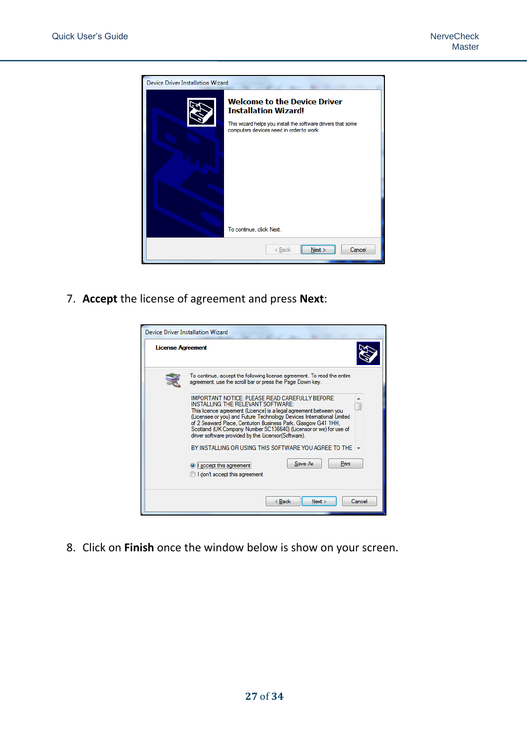7. **Accept** the license of agreement and press **Next**:

8. Click on **Finish** once the window below is show on your screen.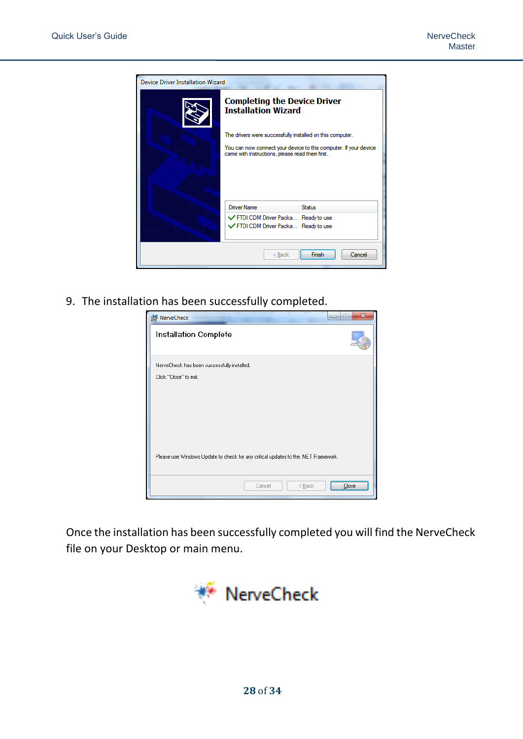9. The installation has been successfully completed.

Once the installation has been successfully completed you will find the NerveCheck file on your Desktop or main menu.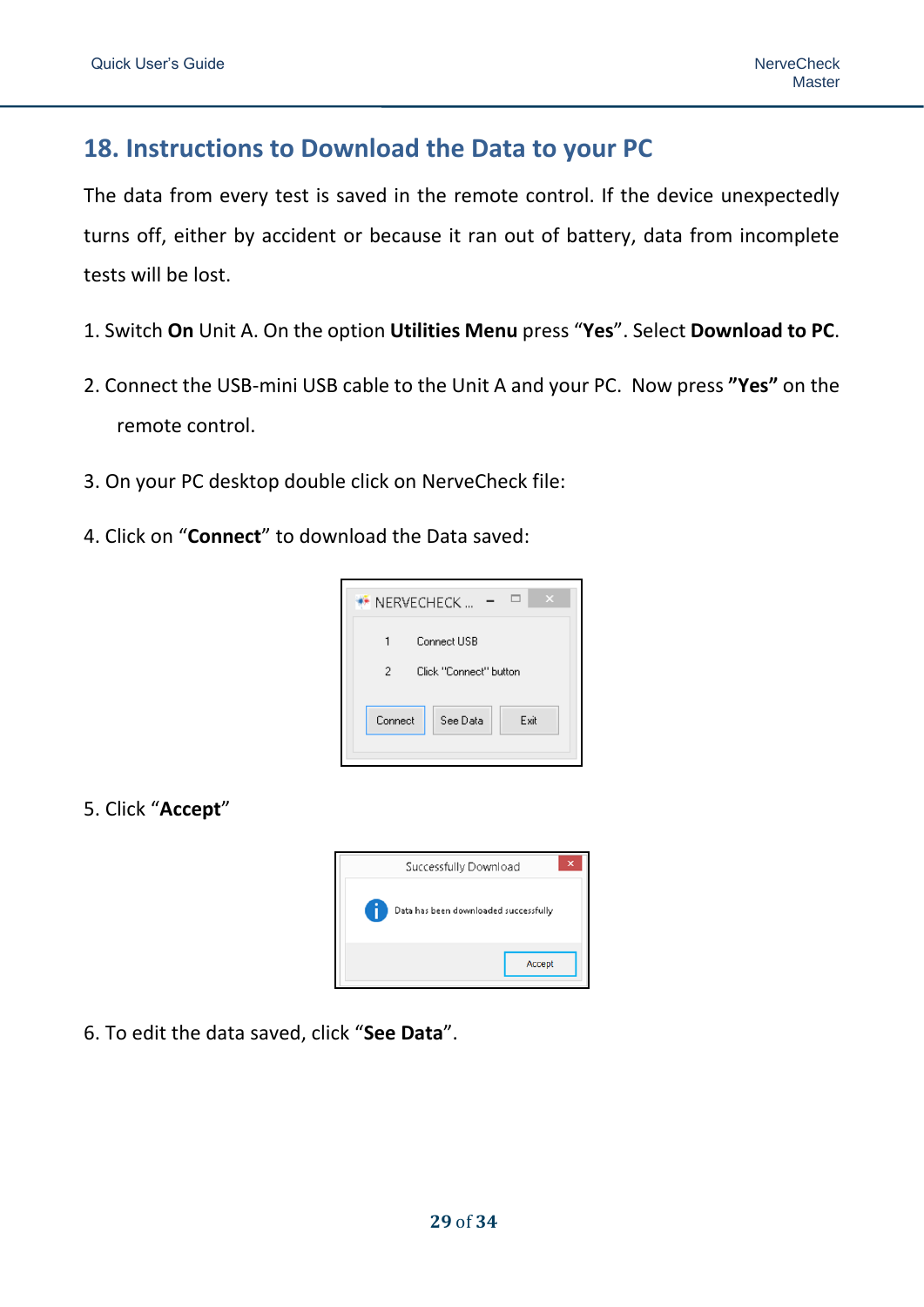## 18. Instructions to Download the Data to your PC

The data from every test is saved in the remote control. If the device unexpectedly turns off, either by accident or because it ran out of battery, data from incomplete tests will be lost.

1. Switch **On** Unit A. On the option **Utilities Menu** press "**Yes**". Select **Download to PC**.

2. Connect the USB-mini USB cable to the Unit A and your PC. Now press **"Yes"** on the remote control.

3. On your PC desktop double click on NerveCheck file:

4. Click on "**Connect**" to download the Data saved:

NERVECHECK ...

1 Connect USB

2 Click "Connect" button

Connect See Data Exit

5. Click "**Accept**"

Successfully Download

Data has been downloaded successfully

Accept

6. To edit the data saved, click "**See Data**".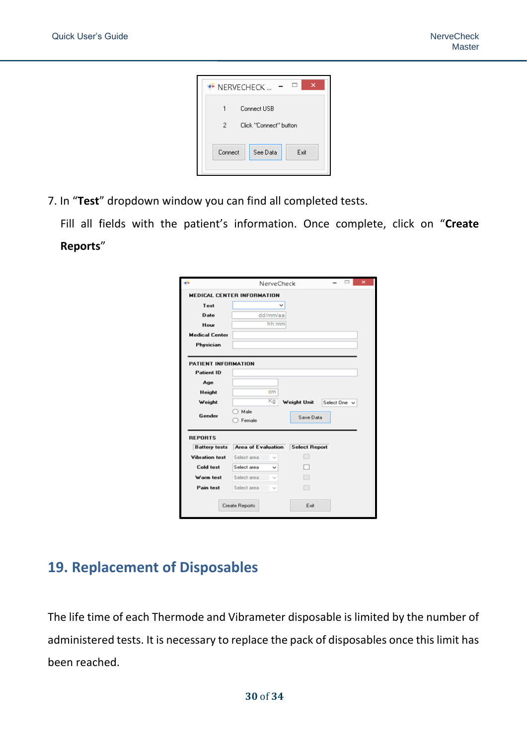7. In "**Test**" dropdown window you can find all completed tests.

   Fill all fields with the patient's information. Once complete, click on "**Create Reports**"

## 19. Replacement of Disposables

The life time of each Thermode and Vibrameter disposable is limited by the number of administered tests. It is necessary to replace the pack of disposables once this limit has been reached.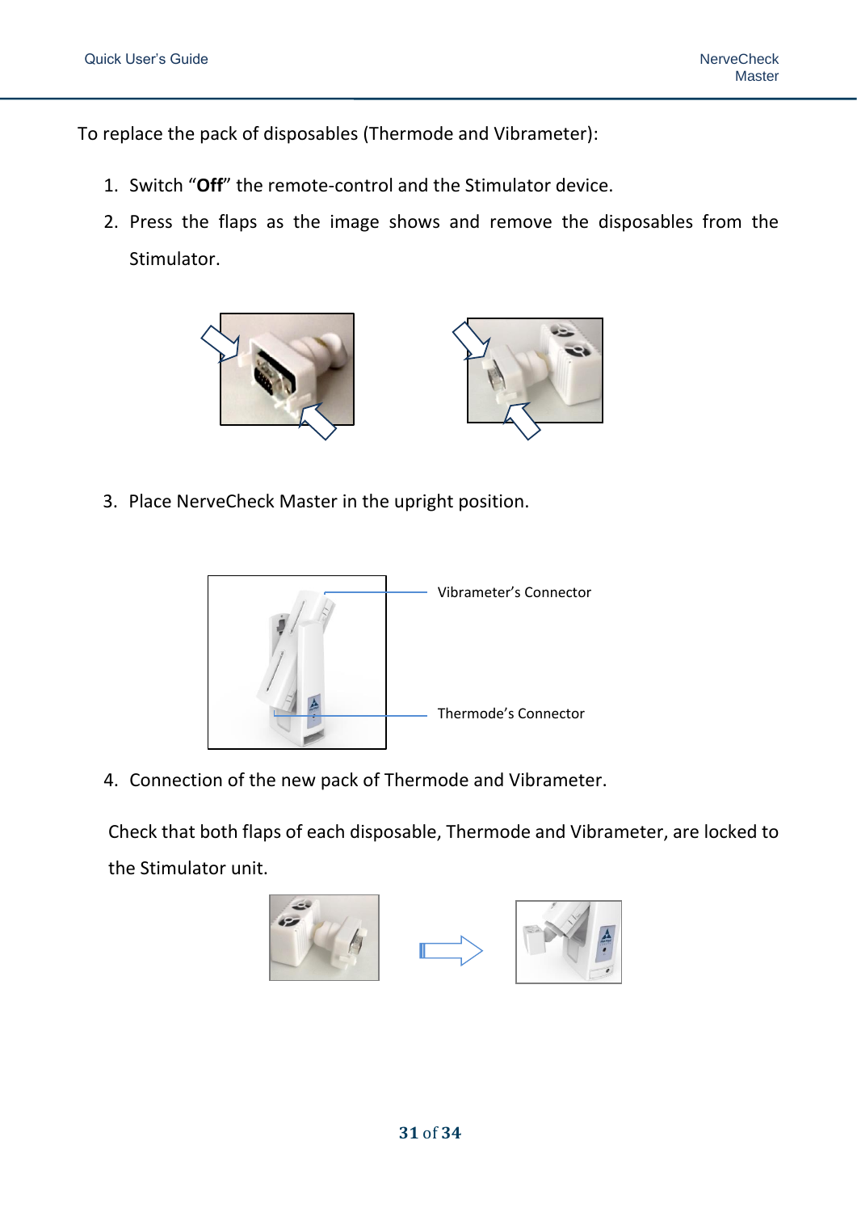To replace the pack of disposables (Thermode and Vibrameter):

1. Switch "**Off**" the remote-control and the Stimulator device.
2. Press the flaps as the image shows and remove the disposables from the Stimulator.
3. Place NerveCheck Master in the upright position.

Vibrameter's Connector

Thermode's Connector

4. Connection of the new pack of Thermode and Vibrameter.

Check that both flaps of each disposable, Thermode and Vibrameter, are locked to the Stimulator unit.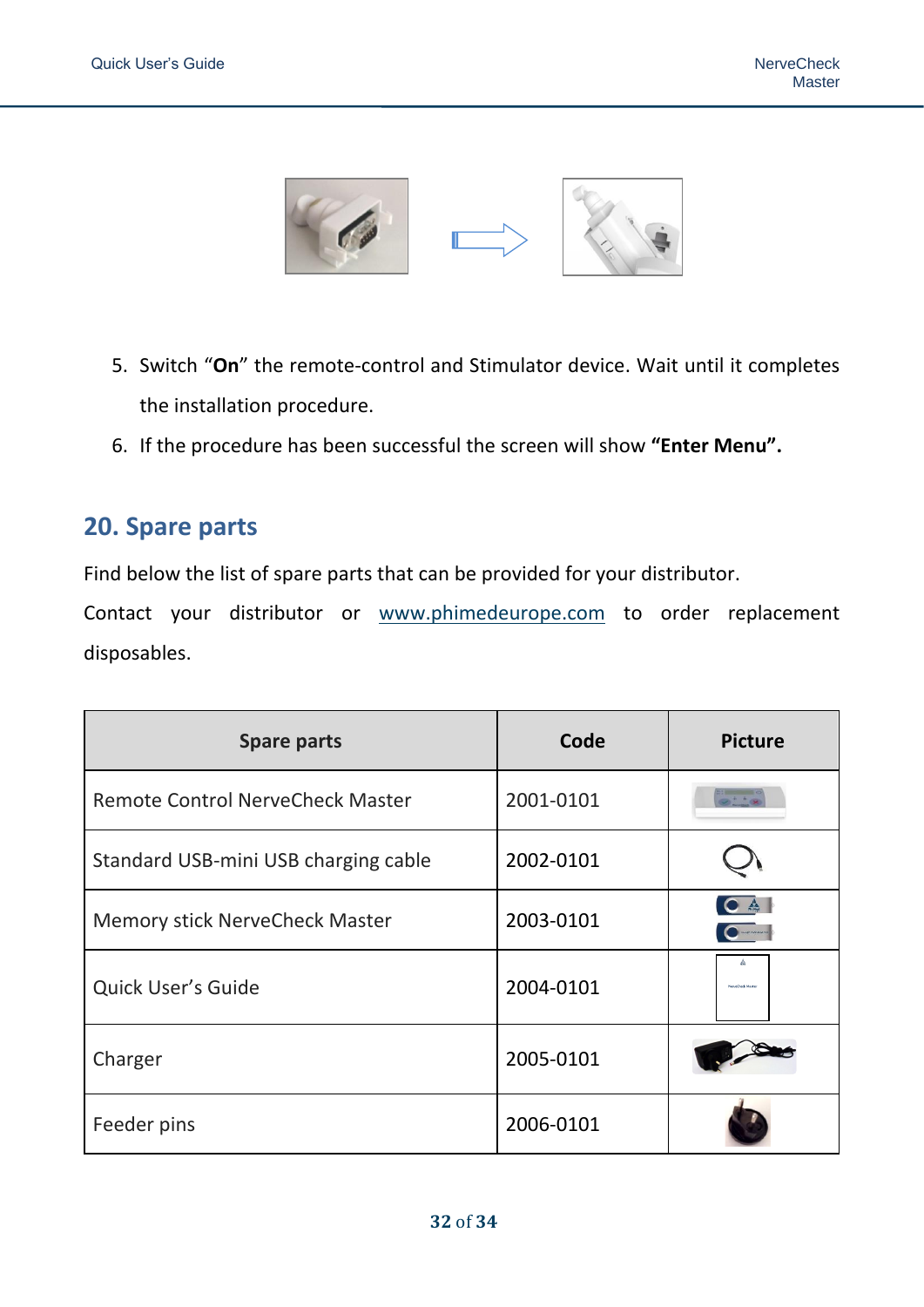5. Switch “**On**” the remote-control and Stimulator device. Wait until it completes the installation procedure.
6. If the procedure has been successful the screen will show **“Enter Menu”.**

## 20. Spare parts

Find below the list of spare parts that can be provided for your distributor.

Contact your distributor or www.phimedeurope.com to order replacement disposables.

| Spare parts | Code | Picture |
|---|---|---|
| Remote Control NerveCheck Master | 2001-0101 | |
| Standard USB-mini USB charging cable | 2002-0101 | |
| Memory stick NerveCheck Master | 2003-0101 | |
| Quick User’s Guide | 2004-0101 | |
| Charger | 2005-0101 | |
| Feeder pins | 2006-0101 | |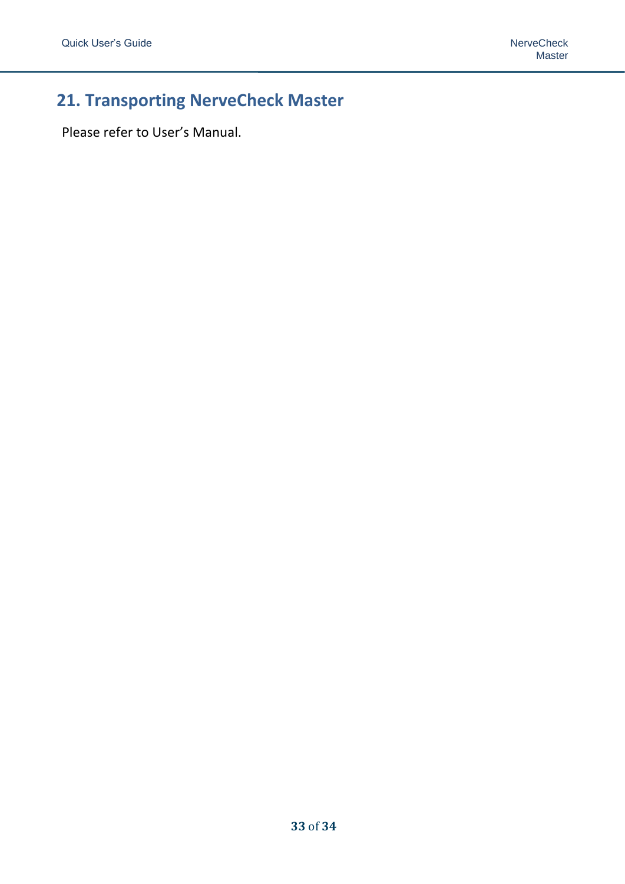## 21. Transporting NerveCheck Master

Please refer to User's Manual.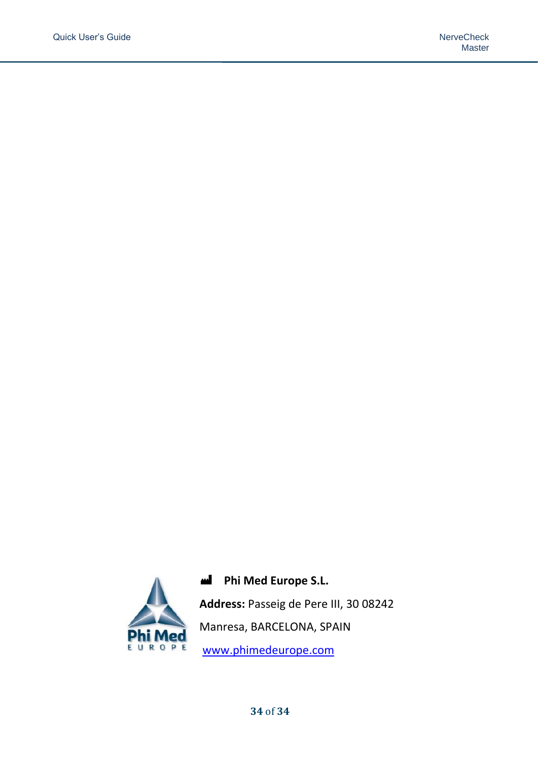**Phi Med Europe S.L.**

**Address:** Passeig de Pere III, 30 08242

Manresa, BARCELONA, SPAIN

www.phimedeurope.com